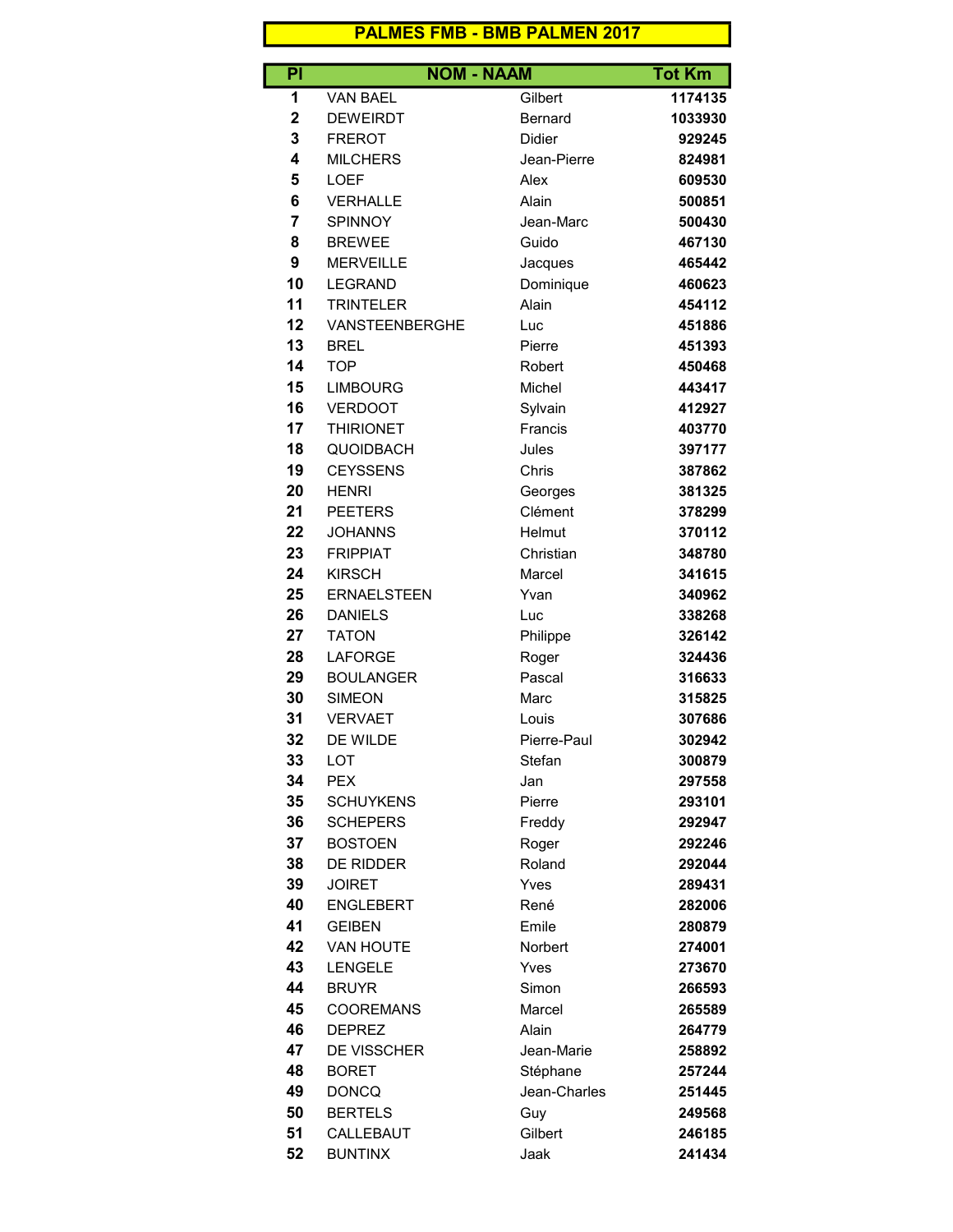# PALMES FMB - BMB PALMEN 2017

| Pl | NOM - NAAM | | Tot Km |
|---|---|---|---|
| 1 | VAN BAEL | Gilbert | 1174135 |
| 2 | DEWEIRDT | Bernard | 1033930 |
| 3 | FREROT | Didier | 929245 |
| 4 | MILCHERS | Jean-Pierre | 824981 |
| 5 | LOEF | Alex | 609530 |
| 6 | VERHALLE | Alain | 500851 |
| 7 | SPINNOY | Jean-Marc | 500430 |
| 8 | BREWEE | Guido | 467130 |
| 9 | MERVEILLE | Jacques | 465442 |
| 10 | LEGRAND | Dominique | 460623 |
| 11 | TRINTELER | Alain | 454112 |
| 12 | VANSTEENBERGHE | Luc | 451886 |
| 13 | BREL | Pierre | 451393 |
| 14 | TOP | Robert | 450468 |
| 15 | LIMBOURG | Michel | 443417 |
| 16 | VERDOOT | Sylvain | 412927 |
| 17 | THIRIONET | Francis | 403770 |
| 18 | QUOIDBACH | Jules | 397177 |
| 19 | CEYSSENS | Chris | 387862 |
| 20 | HENRI | Georges | 381325 |
| 21 | PEETERS | Clément | 378299 |
| 22 | JOHANNS | Helmut | 370112 |
| 23 | FRIPPIAT | Christian | 348780 |
| 24 | KIRSCH | Marcel | 341615 |
| 25 | ERNAELSTEEN | Yvan | 340962 |
| 26 | DANIELS | Luc | 338268 |
| 27 | TATON | Philippe | 326142 |
| 28 | LAFORGE | Roger | 324436 |
| 29 | BOULANGER | Pascal | 316633 |
| 30 | SIMEON | Marc | 315825 |
| 31 | VERVAET | Louis | 307686 |
| 32 | DE WILDE | Pierre-Paul | 302942 |
| 33 | LOT | Stefan | 300879 |
| 34 | PEX | Jan | 297558 |
| 35 | SCHUYKENS | Pierre | 293101 |
| 36 | SCHEPERS | Freddy | 292947 |
| 37 | BOSTOEN | Roger | 292246 |
| 38 | DE RIDDER | Roland | 292044 |
| 39 | JOIRET | Yves | 289431 |
| 40 | ENGLEBERT | René | 282006 |
| 41 | GEIBEN | Emile | 280879 |
| 42 | VAN HOUTE | Norbert | 274001 |
| 43 | LENGELE | Yves | 273670 |
| 44 | BRUYR | Simon | 266593 |
| 45 | COOREMANS | Marcel | 265589 |
| 46 | DEPREZ | Alain | 264779 |
| 47 | DE VISSCHER | Jean-Marie | 258892 |
| 48 | BORET | Stéphane | 257244 |
| 49 | DONCQ | Jean-Charles | 251445 |
| 50 | BERTELS | Guy | 249568 |
| 51 | CALLEBAUT | Gilbert | 246185 |
| 52 | BUNTINX | Jaak | 241434 |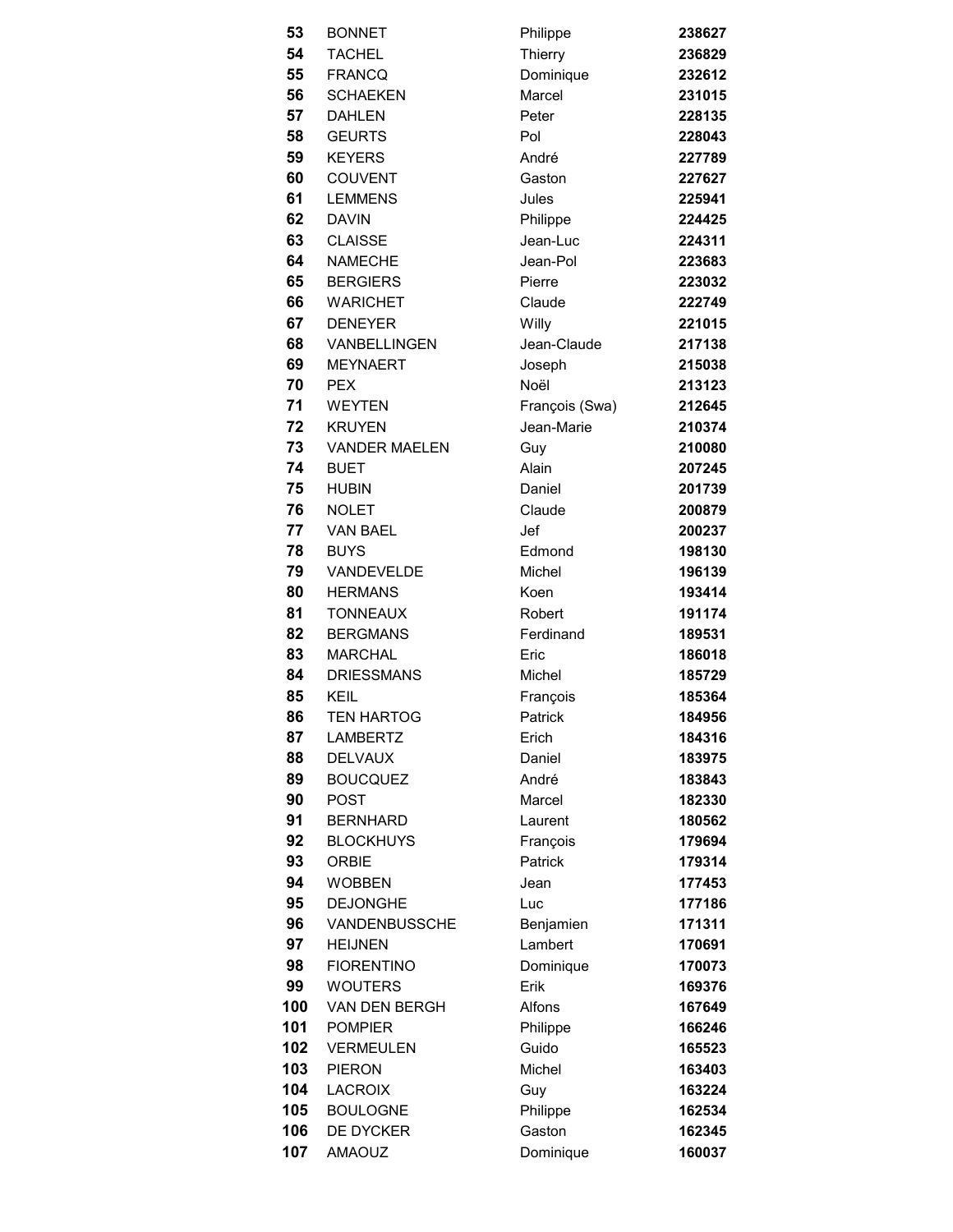| | | | |
|---|---|---|---|
| **53** | BONNET | Philippe | **238627** |
| **54** | TACHEL | Thierry | **236829** |
| **55** | FRANCQ | Dominique | **232612** |
| **56** | SCHAEKEN | Marcel | **231015** |
| **57** | DAHLEN | Peter | **228135** |
| **58** | GEURTS | Pol | **228043** |
| **59** | KEYERS | André | **227789** |
| **60** | COUVENT | Gaston | **227627** |
| **61** | LEMMENS | Jules | **225941** |
| **62** | DAVIN | Philippe | **224425** |
| **63** | CLAISSE | Jean-Luc | **224311** |
| **64** | NAMECHE | Jean-Pol | **223683** |
| **65** | BERGIERS | Pierre | **223032** |
| **66** | WARICHET | Claude | **222749** |
| **67** | DENEYER | Willy | **221015** |
| **68** | VANBELLINGEN | Jean-Claude | **217138** |
| **69** | MEYNAERT | Joseph | **215038** |
| **70** | PEX | Noël | **213123** |
| **71** | WEYTEN | François (Swa) | **212645** |
| **72** | KRUYEN | Jean-Marie | **210374** |
| **73** | VANDER MAELEN | Guy | **210080** |
| **74** | BUET | Alain | **207245** |
| **75** | HUBIN | Daniel | **201739** |
| **76** | NOLET | Claude | **200879** |
| **77** | VAN BAEL | Jef | **200237** |
| **78** | BUYS | Edmond | **198130** |
| **79** | VANDEVELDE | Michel | **196139** |
| **80** | HERMANS | Koen | **193414** |
| **81** | TONNEAUX | Robert | **191174** |
| **82** | BERGMANS | Ferdinand | **189531** |
| **83** | MARCHAL | Eric | **186018** |
| **84** | DRIESSMANS | Michel | **185729** |
| **85** | KEIL | François | **185364** |
| **86** | TEN HARTOG | Patrick | **184956** |
| **87** | LAMBERTZ | Erich | **184316** |
| **88** | DELVAUX | Daniel | **183975** |
| **89** | BOUCQUEZ | André | **183843** |
| **90** | POST | Marcel | **182330** |
| **91** | BERNHARD | Laurent | **180562** |
| **92** | BLOCKHUYS | François | **179694** |
| **93** | ORBIE | Patrick | **179314** |
| **94** | WOBBEN | Jean | **177453** |
| **95** | DEJONGHE | Luc | **177186** |
| **96** | VANDENBUSSCHE | Benjamien | **171311** |
| **97** | HEIJNEN | Lambert | **170691** |
| **98** | FIORENTINO | Dominique | **170073** |
| **99** | WOUTERS | Erik | **169376** |
| **100** | VAN DEN BERGH | Alfons | **167649** |
| **101** | POMPIER | Philippe | **166246** |
| **102** | VERMEULEN | Guido | **165523** |
| **103** | PIERON | Michel | **163403** |
| **104** | LACROIX | Guy | **163224** |
| **105** | BOULOGNE | Philippe | **162534** |
| **106** | DE DYCKER | Gaston | **162345** |
| **107** | AMAOUZ | Dominique | **160037** |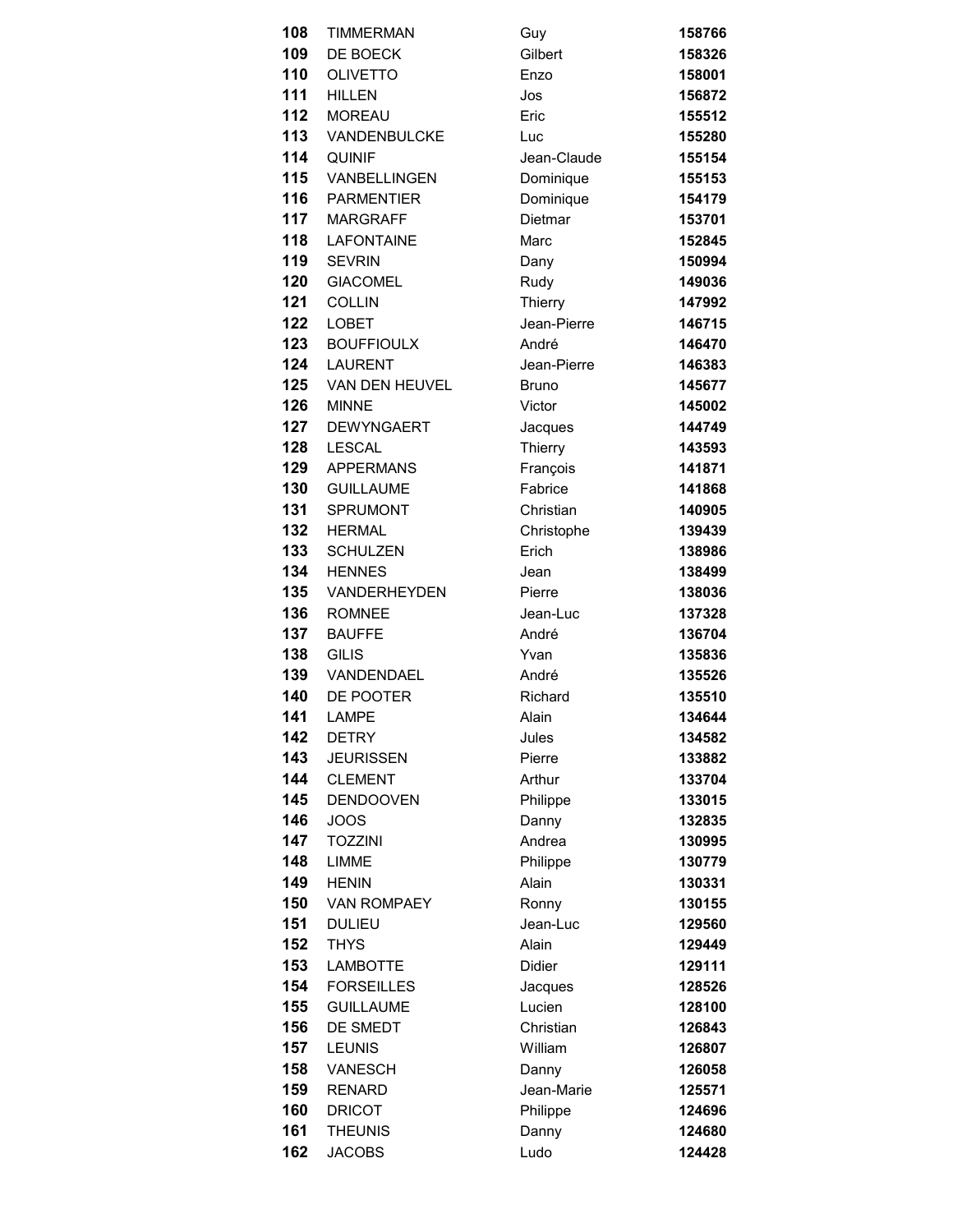| | | | |
|---|---|---|---|
| **108** | TIMMERMAN | Guy | **158766** |
| **109** | DE BOECK | Gilbert | **158326** |
| **110** | OLIVETTO | Enzo | **158001** |
| **111** | HILLEN | Jos | **156872** |
| **112** | MOREAU | Eric | **155512** |
| **113** | VANDENBULCKE | Luc | **155280** |
| **114** | QUINIF | Jean-Claude | **155154** |
| **115** | VANBELLINGEN | Dominique | **155153** |
| **116** | PARMENTIER | Dominique | **154179** |
| **117** | MARGRAFF | Dietmar | **153701** |
| **118** | LAFONTAINE | Marc | **152845** |
| **119** | SEVRIN | Dany | **150994** |
| **120** | GIACOMEL | Rudy | **149036** |
| **121** | COLLIN | Thierry | **147992** |
| **122** | LOBET | Jean-Pierre | **146715** |
| **123** | BOUFFIOULX | André | **146470** |
| **124** | LAURENT | Jean-Pierre | **146383** |
| **125** | VAN DEN HEUVEL | Bruno | **145677** |
| **126** | MINNE | Victor | **145002** |
| **127** | DEWYNGAERT | Jacques | **144749** |
| **128** | LESCAL | Thierry | **143593** |
| **129** | APPERMANS | François | **141871** |
| **130** | GUILLAUME | Fabrice | **141868** |
| **131** | SPRUMONT | Christian | **140905** |
| **132** | HERMAL | Christophe | **139439** |
| **133** | SCHULZEN | Erich | **138986** |
| **134** | HENNES | Jean | **138499** |
| **135** | VANDERHEYDEN | Pierre | **138036** |
| **136** | ROMNEE | Jean-Luc | **137328** |
| **137** | BAUFFE | André | **136704** |
| **138** | GILIS | Yvan | **135836** |
| **139** | VANDENDAEL | André | **135526** |
| **140** | DE POOTER | Richard | **135510** |
| **141** | LAMPE | Alain | **134644** |
| **142** | DETRY | Jules | **134582** |
| **143** | JEURISSEN | Pierre | **133882** |
| **144** | CLEMENT | Arthur | **133704** |
| **145** | DENDOOVEN | Philippe | **133015** |
| **146** | JOOS | Danny | **132835** |
| **147** | TOZZINI | Andrea | **130995** |
| **148** | LIMME | Philippe | **130779** |
| **149** | HENIN | Alain | **130331** |
| **150** | VAN ROMPAEY | Ronny | **130155** |
| **151** | DULIEU | Jean-Luc | **129560** |
| **152** | THYS | Alain | **129449** |
| **153** | LAMBOTTE | Didier | **129111** |
| **154** | FORSEILLES | Jacques | **128526** |
| **155** | GUILLAUME | Lucien | **128100** |
| **156** | DE SMEDT | Christian | **126843** |
| **157** | LEUNIS | William | **126807** |
| **158** | VANESCH | Danny | **126058** |
| **159** | RENARD | Jean-Marie | **125571** |
| **160** | DRICOT | Philippe | **124696** |
| **161** | THEUNIS | Danny | **124680** |
| **162** | JACOBS | Ludo | **124428** |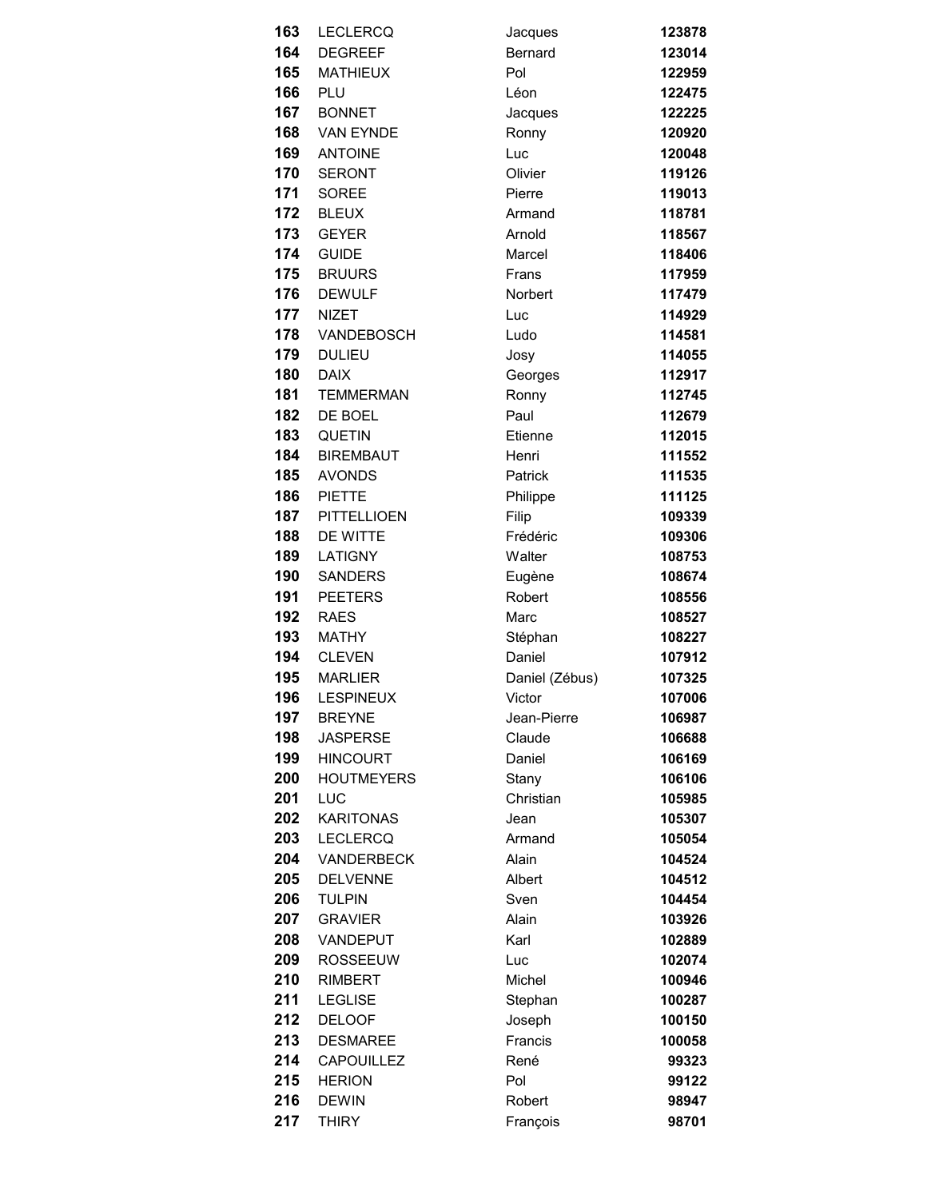| | | | |
|---|---|---|---|
| **163** | LECLERCQ | Jacques | **123878** |
| **164** | DEGREEF | Bernard | **123014** |
| **165** | MATHIEUX | Pol | **122959** |
| **166** | PLU | Léon | **122475** |
| **167** | BONNET | Jacques | **122225** |
| **168** | VAN EYNDE | Ronny | **120920** |
| **169** | ANTOINE | Luc | **120048** |
| **170** | SERONT | Olivier | **119126** |
| **171** | SOREE | Pierre | **119013** |
| **172** | BLEUX | Armand | **118781** |
| **173** | GEYER | Arnold | **118567** |
| **174** | GUIDE | Marcel | **118406** |
| **175** | BRUURS | Frans | **117959** |
| **176** | DEWULF | Norbert | **117479** |
| **177** | NIZET | Luc | **114929** |
| **178** | VANDEBOSCH | Ludo | **114581** |
| **179** | DULIEU | Josy | **114055** |
| **180** | DAIX | Georges | **112917** |
| **181** | TEMMERMAN | Ronny | **112745** |
| **182** | DE BOEL | Paul | **112679** |
| **183** | QUETIN | Etienne | **112015** |
| **184** | BIREMBAUT | Henri | **111552** |
| **185** | AVONDS | Patrick | **111535** |
| **186** | PIETTE | Philippe | **111125** |
| **187** | PITTELLIOEN | Filip | **109339** |
| **188** | DE WITTE | Frédéric | **109306** |
| **189** | LATIGNY | Walter | **108753** |
| **190** | SANDERS | Eugène | **108674** |
| **191** | PEETERS | Robert | **108556** |
| **192** | RAES | Marc | **108527** |
| **193** | MATHY | Stéphan | **108227** |
| **194** | CLEVEN | Daniel | **107912** |
| **195** | MARLIER | Daniel (Zébus) | **107325** |
| **196** | LESPINEUX | Victor | **107006** |
| **197** | BREYNE | Jean-Pierre | **106987** |
| **198** | JASPERSE | Claude | **106688** |
| **199** | HINCOURT | Daniel | **106169** |
| **200** | HOUTMEYERS | Stany | **106106** |
| **201** | LUC | Christian | **105985** |
| **202** | KARITONAS | Jean | **105307** |
| **203** | LECLERCQ | Armand | **105054** |
| **204** | VANDERBECK | Alain | **104524** |
| **205** | DELVENNE | Albert | **104512** |
| **206** | TULPIN | Sven | **104454** |
| **207** | GRAVIER | Alain | **103926** |
| **208** | VANDEPUT | Karl | **102889** |
| **209** | ROSSEEUW | Luc | **102074** |
| **210** | RIMBERT | Michel | **100946** |
| **211** | LEGLISE | Stephan | **100287** |
| **212** | DELOOF | Joseph | **100150** |
| **213** | DESMAREE | Francis | **100058** |
| **214** | CAPOUILLEZ | René | **99323** |
| **215** | HERION | Pol | **99122** |
| **216** | DEWIN | Robert | **98947** |
| **217** | THIRY | François | **98701** |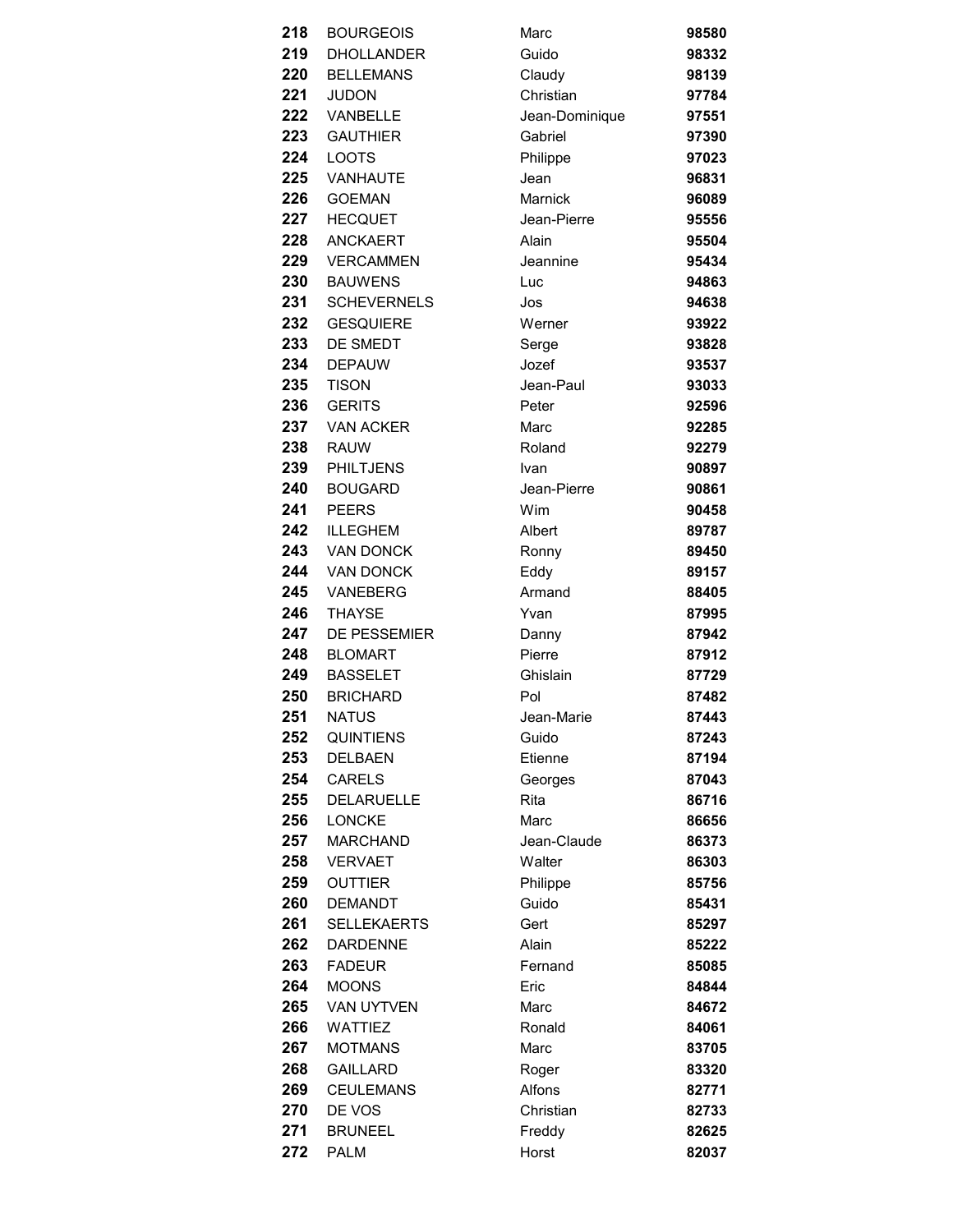| | | | |
|---|---|---|---|
| **218** | BOURGEOIS | Marc | **98580** |
| **219** | DHOLLANDER | Guido | **98332** |
| **220** | BELLEMANS | Claudy | **98139** |
| **221** | JUDON | Christian | **97784** |
| **222** | VANBELLE | Jean-Dominique | **97551** |
| **223** | GAUTHIER | Gabriel | **97390** |
| **224** | LOOTS | Philippe | **97023** |
| **225** | VANHAUTE | Jean | **96831** |
| **226** | GOEMAN | Marnick | **96089** |
| **227** | HECQUET | Jean-Pierre | **95556** |
| **228** | ANCKAERT | Alain | **95504** |
| **229** | VERCAMMEN | Jeannine | **95434** |
| **230** | BAUWENS | Luc | **94863** |
| **231** | SCHEVERNELS | Jos | **94638** |
| **232** | GESQUIERE | Werner | **93922** |
| **233** | DE SMEDT | Serge | **93828** |
| **234** | DEPAUW | Jozef | **93537** |
| **235** | TISON | Jean-Paul | **93033** |
| **236** | GERITS | Peter | **92596** |
| **237** | VAN ACKER | Marc | **92285** |
| **238** | RAUW | Roland | **92279** |
| **239** | PHILTJENS | Ivan | **90897** |
| **240** | BOUGARD | Jean-Pierre | **90861** |
| **241** | PEERS | Wim | **90458** |
| **242** | ILLEGHEM | Albert | **89787** |
| **243** | VAN DONCK | Ronny | **89450** |
| **244** | VAN DONCK | Eddy | **89157** |
| **245** | VANEBERG | Armand | **88405** |
| **246** | THAYSE | Yvan | **87995** |
| **247** | DE PESSEMIER | Danny | **87942** |
| **248** | BLOMART | Pierre | **87912** |
| **249** | BASSELET | Ghislain | **87729** |
| **250** | BRICHARD | Pol | **87482** |
| **251** | NATUS | Jean-Marie | **87443** |
| **252** | QUINTIENS | Guido | **87243** |
| **253** | DELBAEN | Etienne | **87194** |
| **254** | CARELS | Georges | **87043** |
| **255** | DELARUELLE | Rita | **86716** |
| **256** | LONCKE | Marc | **86656** |
| **257** | MARCHAND | Jean-Claude | **86373** |
| **258** | VERVAET | Walter | **86303** |
| **259** | OUTTIER | Philippe | **85756** |
| **260** | DEMANDT | Guido | **85431** |
| **261** | SELLEKAERTS | Gert | **85297** |
| **262** | DARDENNE | Alain | **85222** |
| **263** | FADEUR | Fernand | **85085** |
| **264** | MOONS | Eric | **84844** |
| **265** | VAN UYTVEN | Marc | **84672** |
| **266** | WATTIEZ | Ronald | **84061** |
| **267** | MOTMANS | Marc | **83705** |
| **268** | GAILLARD | Roger | **83320** |
| **269** | CEULEMANS | Alfons | **82771** |
| **270** | DE VOS | Christian | **82733** |
| **271** | BRUNEEL | Freddy | **82625** |
| **272** | PALM | Horst | **82037** |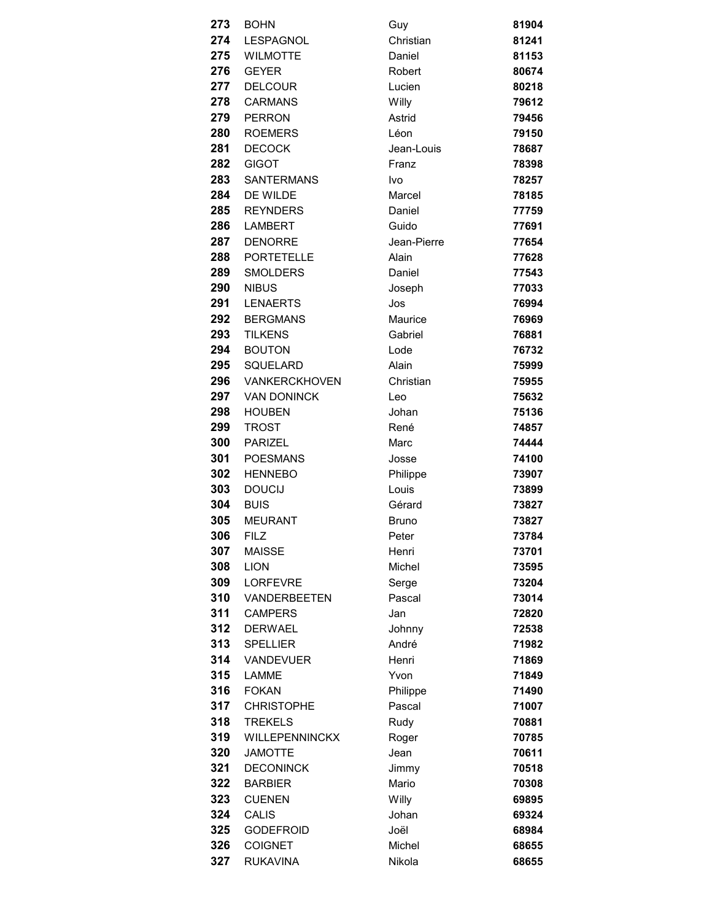| | | | |
|---|---|---|---|
| **273** | BOHN | Guy | **81904** |
| **274** | LESPAGNOL | Christian | **81241** |
| **275** | WILMOTTE | Daniel | **81153** |
| **276** | GEYER | Robert | **80674** |
| **277** | DELCOUR | Lucien | **80218** |
| **278** | CARMANS | Willy | **79612** |
| **279** | PERRON | Astrid | **79456** |
| **280** | ROEMERS | Léon | **79150** |
| **281** | DECOCK | Jean-Louis | **78687** |
| **282** | GIGOT | Franz | **78398** |
| **283** | SANTERMANS | Ivo | **78257** |
| **284** | DE WILDE | Marcel | **78185** |
| **285** | REYNDERS | Daniel | **77759** |
| **286** | LAMBERT | Guido | **77691** |
| **287** | DENORRE | Jean-Pierre | **77654** |
| **288** | PORTETELLE | Alain | **77628** |
| **289** | SMOLDERS | Daniel | **77543** |
| **290** | NIBUS | Joseph | **77033** |
| **291** | LENAERTS | Jos | **76994** |
| **292** | BERGMANS | Maurice | **76969** |
| **293** | TILKENS | Gabriel | **76881** |
| **294** | BOUTON | Lode | **76732** |
| **295** | SQUELARD | Alain | **75999** |
| **296** | VANKERCKHOVEN | Christian | **75955** |
| **297** | VAN DONINCK | Leo | **75632** |
| **298** | HOUBEN | Johan | **75136** |
| **299** | TROST | René | **74857** |
| **300** | PARIZEL | Marc | **74444** |
| **301** | POESMANS | Josse | **74100** |
| **302** | HENNEBO | Philippe | **73907** |
| **303** | DOUCIJ | Louis | **73899** |
| **304** | BUIS | Gérard | **73827** |
| **305** | MEURANT | Bruno | **73827** |
| **306** | FILZ | Peter | **73784** |
| **307** | MAISSE | Henri | **73701** |
| **308** | LION | Michel | **73595** |
| **309** | LORFEVRE | Serge | **73204** |
| **310** | VANDERBEETEN | Pascal | **73014** |
| **311** | CAMPERS | Jan | **72820** |
| **312** | DERWAEL | Johnny | **72538** |
| **313** | SPELLIER | André | **71982** |
| **314** | VANDEVUER | Henri | **71869** |
| **315** | LAMME | Yvon | **71849** |
| **316** | FOKAN | Philippe | **71490** |
| **317** | CHRISTOPHE | Pascal | **71007** |
| **318** | TREKELS | Rudy | **70881** |
| **319** | WILLEPENNINCKX | Roger | **70785** |
| **320** | JAMOTTE | Jean | **70611** |
| **321** | DECONINCK | Jimmy | **70518** |
| **322** | BARBIER | Mario | **70308** |
| **323** | CUENEN | Willy | **69895** |
| **324** | CALIS | Johan | **69324** |
| **325** | GODEFROID | Joël | **68984** |
| **326** | COIGNET | Michel | **68655** |
| **327** | RUKAVINA | Nikola | **68655** |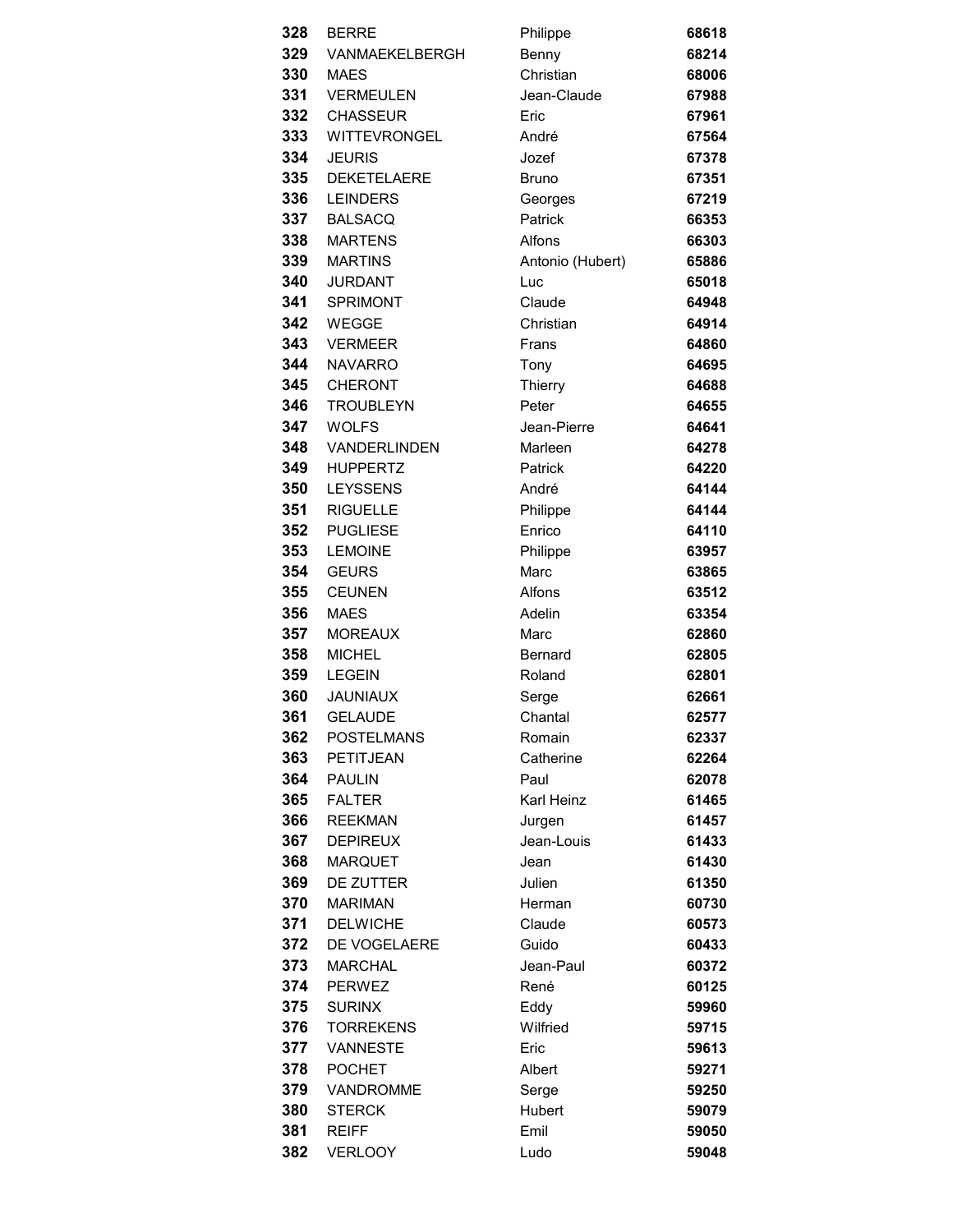| 328 | BERRE | Philippe | 68618 |
|---|---|---|---|
| 329 | VANMAEKELBERGH | Benny | 68214 |
| 330 | MAES | Christian | 68006 |
| 331 | VERMEULEN | Jean-Claude | 67988 |
| 332 | CHASSEUR | Eric | 67961 |
| 333 | WITTEVRONGEL | André | 67564 |
| 334 | JEURIS | Jozef | 67378 |
| 335 | DEKETELAERE | Bruno | 67351 |
| 336 | LEINDERS | Georges | 67219 |
| 337 | BALSACQ | Patrick | 66353 |
| 338 | MARTENS | Alfons | 66303 |
| 339 | MARTINS | Antonio (Hubert) | 65886 |
| 340 | JURDANT | Luc | 65018 |
| 341 | SPRIMONT | Claude | 64948 |
| 342 | WEGGE | Christian | 64914 |
| 343 | VERMEER | Frans | 64860 |
| 344 | NAVARRO | Tony | 64695 |
| 345 | CHERONT | Thierry | 64688 |
| 346 | TROUBLEYN | Peter | 64655 |
| 347 | WOLFS | Jean-Pierre | 64641 |
| 348 | VANDERLINDEN | Marleen | 64278 |
| 349 | HUPPERTZ | Patrick | 64220 |
| 350 | LEYSSENS | André | 64144 |
| 351 | RIGUELLE | Philippe | 64144 |
| 352 | PUGLIESE | Enrico | 64110 |
| 353 | LEMOINE | Philippe | 63957 |
| 354 | GEURS | Marc | 63865 |
| 355 | CEUNEN | Alfons | 63512 |
| 356 | MAES | Adelin | 63354 |
| 357 | MOREAUX | Marc | 62860 |
| 358 | MICHEL | Bernard | 62805 |
| 359 | LEGEIN | Roland | 62801 |
| 360 | JAUNIAUX | Serge | 62661 |
| 361 | GELAUDE | Chantal | 62577 |
| 362 | POSTELMANS | Romain | 62337 |
| 363 | PETITJEAN | Catherine | 62264 |
| 364 | PAULIN | Paul | 62078 |
| 365 | FALTER | Karl Heinz | 61465 |
| 366 | REEKMAN | Jurgen | 61457 |
| 367 | DEPIREUX | Jean-Louis | 61433 |
| 368 | MARQUET | Jean | 61430 |
| 369 | DE ZUTTER | Julien | 61350 |
| 370 | MARIMAN | Herman | 60730 |
| 371 | DELWICHE | Claude | 60573 |
| 372 | DE VOGELAERE | Guido | 60433 |
| 373 | MARCHAL | Jean-Paul | 60372 |
| 374 | PERWEZ | René | 60125 |
| 375 | SURINX | Eddy | 59960 |
| 376 | TORREKENS | Wilfried | 59715 |
| 377 | VANNESTE | Eric | 59613 |
| 378 | POCHET | Albert | 59271 |
| 379 | VANDROMME | Serge | 59250 |
| 380 | STERCK | Hubert | 59079 |
| 381 | REIFF | Emil | 59050 |
| 382 | VERLOOY | Ludo | 59048 |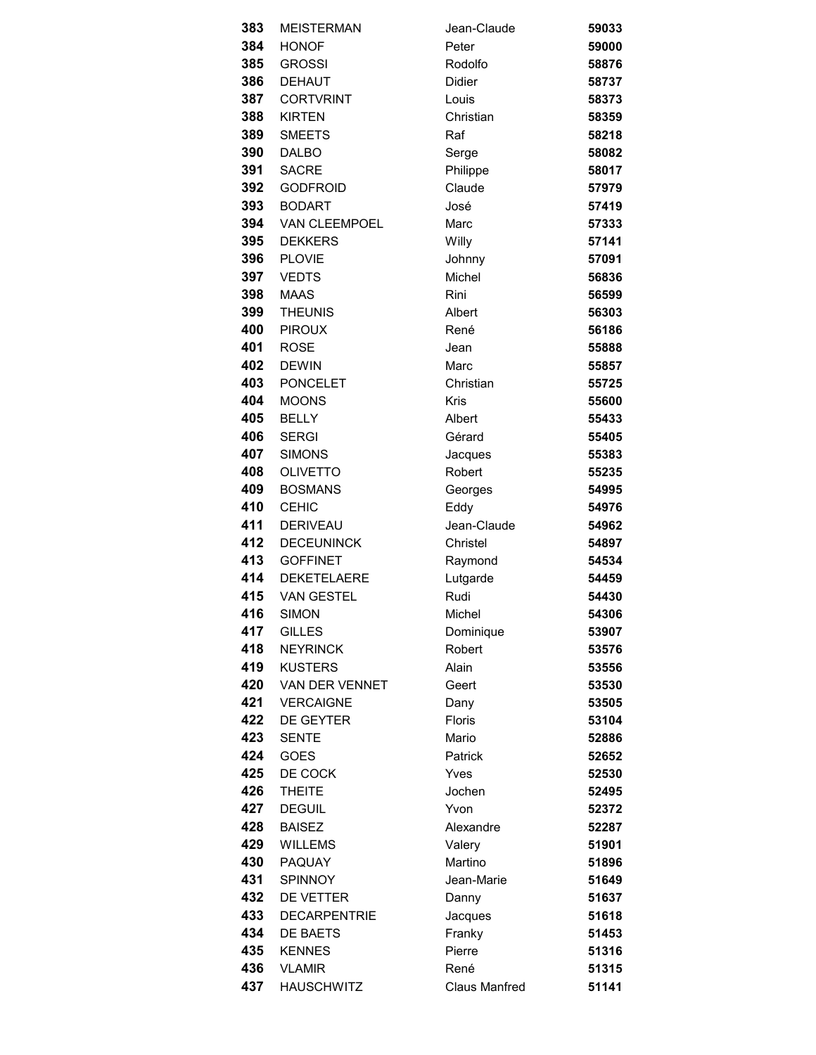| | | | |
|---|---|---|---|
| **383** | MEISTERMAN | Jean-Claude | **59033** |
| **384** | HONOF | Peter | **59000** |
| **385** | GROSSI | Rodolfo | **58876** |
| **386** | DEHAUT | Didier | **58737** |
| **387** | CORTVRINT | Louis | **58373** |
| **388** | KIRTEN | Christian | **58359** |
| **389** | SMEETS | Raf | **58218** |
| **390** | DALBO | Serge | **58082** |
| **391** | SACRE | Philippe | **58017** |
| **392** | GODFROID | Claude | **57979** |
| **393** | BODART | José | **57419** |
| **394** | VAN CLEEMPOEL | Marc | **57333** |
| **395** | DEKKERS | Willy | **57141** |
| **396** | PLOVIE | Johnny | **57091** |
| **397** | VEDTS | Michel | **56836** |
| **398** | MAAS | Rini | **56599** |
| **399** | THEUNIS | Albert | **56303** |
| **400** | PIROUX | René | **56186** |
| **401** | ROSE | Jean | **55888** |
| **402** | DEWIN | Marc | **55857** |
| **403** | PONCELET | Christian | **55725** |
| **404** | MOONS | Kris | **55600** |
| **405** | BELLY | Albert | **55433** |
| **406** | SERGI | Gérard | **55405** |
| **407** | SIMONS | Jacques | **55383** |
| **408** | OLIVETTO | Robert | **55235** |
| **409** | BOSMANS | Georges | **54995** |
| **410** | CEHIC | Eddy | **54976** |
| **411** | DERIVEAU | Jean-Claude | **54962** |
| **412** | DECEUNINCK | Christel | **54897** |
| **413** | GOFFINET | Raymond | **54534** |
| **414** | DEKETELAERE | Lutgarde | **54459** |
| **415** | VAN GESTEL | Rudi | **54430** |
| **416** | SIMON | Michel | **54306** |
| **417** | GILLES | Dominique | **53907** |
| **418** | NEYRINCK | Robert | **53576** |
| **419** | KUSTERS | Alain | **53556** |
| **420** | VAN DER VENNET | Geert | **53530** |
| **421** | VERCAIGNE | Dany | **53505** |
| **422** | DE GEYTER | Floris | **53104** |
| **423** | SENTE | Mario | **52886** |
| **424** | GOES | Patrick | **52652** |
| **425** | DE COCK | Yves | **52530** |
| **426** | THEITE | Jochen | **52495** |
| **427** | DEGUIL | Yvon | **52372** |
| **428** | BAISEZ | Alexandre | **52287** |
| **429** | WILLEMS | Valery | **51901** |
| **430** | PAQUAY | Martino | **51896** |
| **431** | SPINNOY | Jean-Marie | **51649** |
| **432** | DE VETTER | Danny | **51637** |
| **433** | DECARPENTRIE | Jacques | **51618** |
| **434** | DE BAETS | Franky | **51453** |
| **435** | KENNES | Pierre | **51316** |
| **436** | VLAMIR | René | **51315** |
| **437** | HAUSCHWITZ | Claus Manfred | **51141** |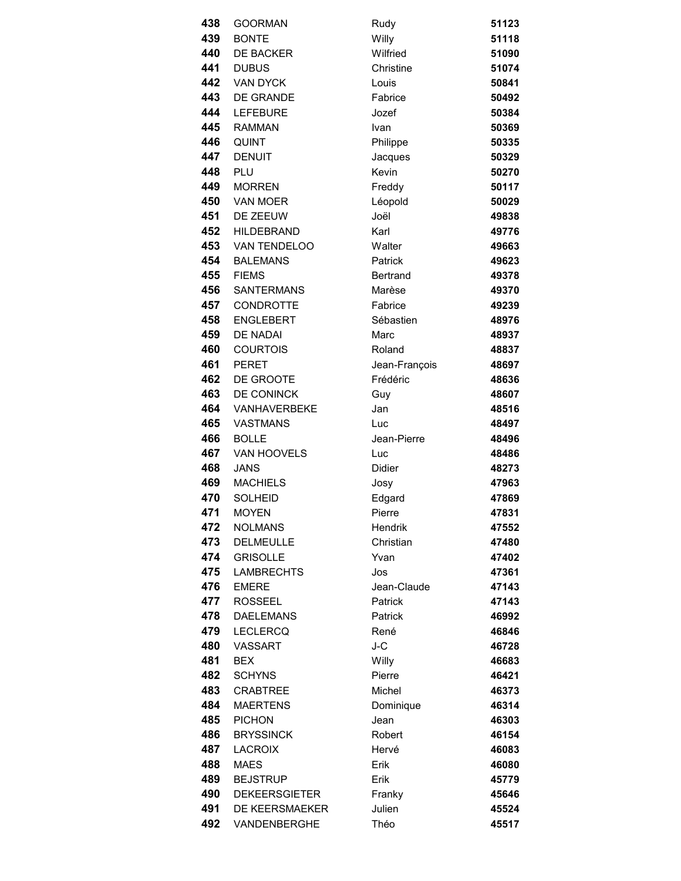| | | | |
|---|---|---|---|
| **438** | GOORMAN | Rudy | **51123** |
| **439** | BONTE | Willy | **51118** |
| **440** | DE BACKER | Wilfried | **51090** |
| **441** | DUBUS | Christine | **51074** |
| **442** | VAN DYCK | Louis | **50841** |
| **443** | DE GRANDE | Fabrice | **50492** |
| **444** | LEFEBURE | Jozef | **50384** |
| **445** | RAMMAN | Ivan | **50369** |
| **446** | QUINT | Philippe | **50335** |
| **447** | DENUIT | Jacques | **50329** |
| **448** | PLU | Kevin | **50270** |
| **449** | MORREN | Freddy | **50117** |
| **450** | VAN MOER | Léopold | **50029** |
| **451** | DE ZEEUW | Joël | **49838** |
| **452** | HILDEBRAND | Karl | **49776** |
| **453** | VAN TENDELOO | Walter | **49663** |
| **454** | BALEMANS | Patrick | **49623** |
| **455** | FIEMS | Bertrand | **49378** |
| **456** | SANTERMANS | Marèse | **49370** |
| **457** | CONDROTTE | Fabrice | **49239** |
| **458** | ENGLEBERT | Sébastien | **48976** |
| **459** | DE NADAI | Marc | **48937** |
| **460** | COURTOIS | Roland | **48837** |
| **461** | PERET | Jean-François | **48697** |
| **462** | DE GROOTE | Frédéric | **48636** |
| **463** | DE CONINCK | Guy | **48607** |
| **464** | VANHAVERBEKE | Jan | **48516** |
| **465** | VASTMANS | Luc | **48497** |
| **466** | BOLLE | Jean-Pierre | **48496** |
| **467** | VAN HOOVELS | Luc | **48486** |
| **468** | JANS | Didier | **48273** |
| **469** | MACHIELS | Josy | **47963** |
| **470** | SOLHEID | Edgard | **47869** |
| **471** | MOYEN | Pierre | **47831** |
| **472** | NOLMANS | Hendrik | **47552** |
| **473** | DELMEULLE | Christian | **47480** |
| **474** | GRISOLLE | Yvan | **47402** |
| **475** | LAMBRECHTS | Jos | **47361** |
| **476** | EMERE | Jean-Claude | **47143** |
| **477** | ROSSEEL | Patrick | **47143** |
| **478** | DAELEMANS | Patrick | **46992** |
| **479** | LECLERCQ | René | **46846** |
| **480** | VASSART | J-C | **46728** |
| **481** | BEX | Willy | **46683** |
| **482** | SCHYNS | Pierre | **46421** |
| **483** | CRABTREE | Michel | **46373** |
| **484** | MAERTENS | Dominique | **46314** |
| **485** | PICHON | Jean | **46303** |
| **486** | BRYSSINCK | Robert | **46154** |
| **487** | LACROIX | Hervé | **46083** |
| **488** | MAES | Erik | **46080** |
| **489** | BEJSTRUP | Erik | **45779** |
| **490** | DEKEERSGIETER | Franky | **45646** |
| **491** | DE KEERSMAEKER | Julien | **45524** |
| **492** | VANDENBERGHE | Théo | **45517** |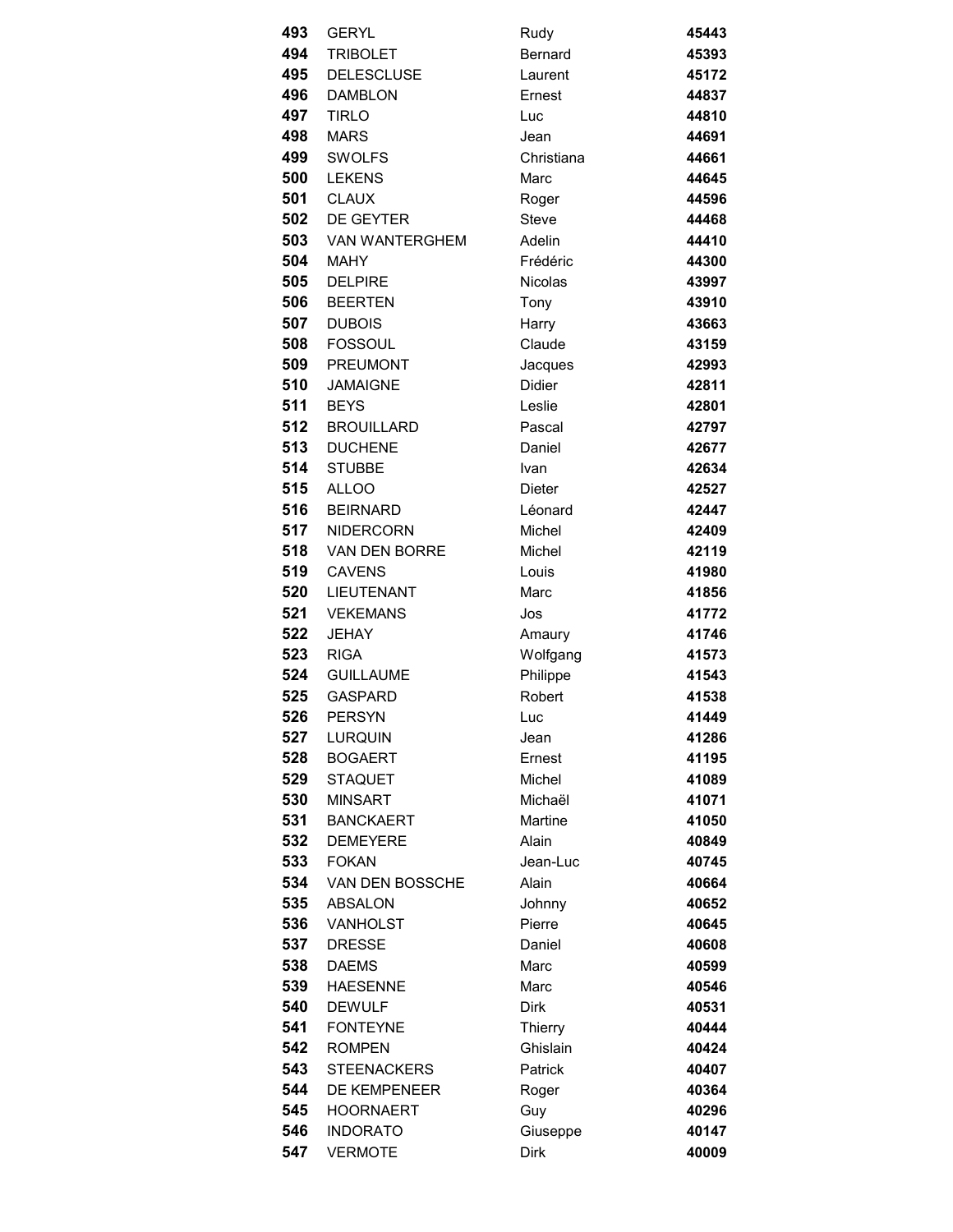| | | | |
|---|---|---|---|
| **493** | GERYL | Rudy | **45443** |
| **494** | TRIBOLET | Bernard | **45393** |
| **495** | DELESCLUSE | Laurent | **45172** |
| **496** | DAMBLON | Ernest | **44837** |
| **497** | TIRLO | Luc | **44810** |
| **498** | MARS | Jean | **44691** |
| **499** | SWOLFS | Christiana | **44661** |
| **500** | LEKENS | Marc | **44645** |
| **501** | CLAUX | Roger | **44596** |
| **502** | DE GEYTER | Steve | **44468** |
| **503** | VAN WANTERGHEM | Adelin | **44410** |
| **504** | MAHY | Frédéric | **44300** |
| **505** | DELPIRE | Nicolas | **43997** |
| **506** | BEERTEN | Tony | **43910** |
| **507** | DUBOIS | Harry | **43663** |
| **508** | FOSSOUL | Claude | **43159** |
| **509** | PREUMONT | Jacques | **42993** |
| **510** | JAMAIGNE | Didier | **42811** |
| **511** | BEYS | Leslie | **42801** |
| **512** | BROUILLARD | Pascal | **42797** |
| **513** | DUCHENE | Daniel | **42677** |
| **514** | STUBBE | Ivan | **42634** |
| **515** | ALLOO | Dieter | **42527** |
| **516** | BEIRNARD | Léonard | **42447** |
| **517** | NIDERCORN | Michel | **42409** |
| **518** | VAN DEN BORRE | Michel | **42119** |
| **519** | CAVENS | Louis | **41980** |
| **520** | LIEUTENANT | Marc | **41856** |
| **521** | VEKEMANS | Jos | **41772** |
| **522** | JEHAY | Amaury | **41746** |
| **523** | RIGA | Wolfgang | **41573** |
| **524** | GUILLAUME | Philippe | **41543** |
| **525** | GASPARD | Robert | **41538** |
| **526** | PERSYN | Luc | **41449** |
| **527** | LURQUIN | Jean | **41286** |
| **528** | BOGAERT | Ernest | **41195** |
| **529** | STAQUET | Michel | **41089** |
| **530** | MINSART | Michaël | **41071** |
| **531** | BANCKAERT | Martine | **41050** |
| **532** | DEMEYERE | Alain | **40849** |
| **533** | FOKAN | Jean-Luc | **40745** |
| **534** | VAN DEN BOSSCHE | Alain | **40664** |
| **535** | ABSALON | Johnny | **40652** |
| **536** | VANHOLST | Pierre | **40645** |
| **537** | DRESSE | Daniel | **40608** |
| **538** | DAEMS | Marc | **40599** |
| **539** | HAESENNE | Marc | **40546** |
| **540** | DEWULF | Dirk | **40531** |
| **541** | FONTEYNE | Thierry | **40444** |
| **542** | ROMPEN | Ghislain | **40424** |
| **543** | STEENACKERS | Patrick | **40407** |
| **544** | DE KEMPENEER | Roger | **40364** |
| **545** | HOORNAERT | Guy | **40296** |
| **546** | INDORATO | Giuseppe | **40147** |
| **547** | VERMOTE | Dirk | **40009** |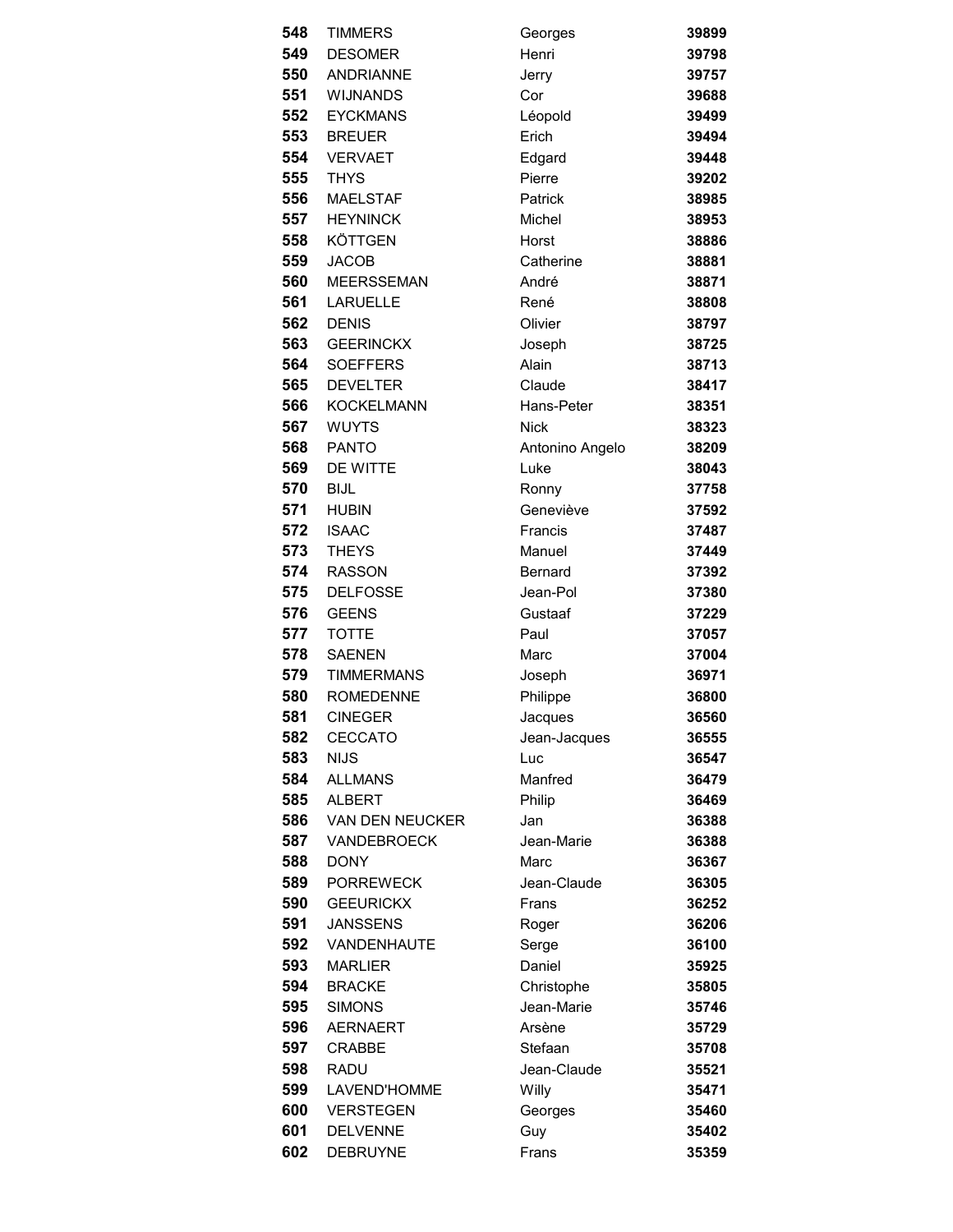| | | | |
|---|---|---|---|
| **548** | TIMMERS | Georges | **39899** |
| **549** | DESOMER | Henri | **39798** |
| **550** | ANDRIANNE | Jerry | **39757** |
| **551** | WIJNANDS | Cor | **39688** |
| **552** | EYCKMANS | Léopold | **39499** |
| **553** | BREUER | Erich | **39494** |
| **554** | VERVAET | Edgard | **39448** |
| **555** | THYS | Pierre | **39202** |
| **556** | MAELSTAF | Patrick | **38985** |
| **557** | HEYNINCK | Michel | **38953** |
| **558** | KÖTTGEN | Horst | **38886** |
| **559** | JACOB | Catherine | **38881** |
| **560** | MEERSSEMAN | André | **38871** |
| **561** | LARUELLE | René | **38808** |
| **562** | DENIS | Olivier | **38797** |
| **563** | GEERINCKX | Joseph | **38725** |
| **564** | SOEFFERS | Alain | **38713** |
| **565** | DEVELTER | Claude | **38417** |
| **566** | KOCKELMANN | Hans-Peter | **38351** |
| **567** | WUYTS | Nick | **38323** |
| **568** | PANTO | Antonino Angelo | **38209** |
| **569** | DE WITTE | Luke | **38043** |
| **570** | BIJL | Ronny | **37758** |
| **571** | HUBIN | Geneviève | **37592** |
| **572** | ISAAC | Francis | **37487** |
| **573** | THEYS | Manuel | **37449** |
| **574** | RASSON | Bernard | **37392** |
| **575** | DELFOSSE | Jean-Pol | **37380** |
| **576** | GEENS | Gustaaf | **37229** |
| **577** | TOTTE | Paul | **37057** |
| **578** | SAENEN | Marc | **37004** |
| **579** | TIMMERMANS | Joseph | **36971** |
| **580** | ROMEDENNE | Philippe | **36800** |
| **581** | CINEGER | Jacques | **36560** |
| **582** | CECCATO | Jean-Jacques | **36555** |
| **583** | NIJS | Luc | **36547** |
| **584** | ALLMANS | Manfred | **36479** |
| **585** | ALBERT | Philip | **36469** |
| **586** | VAN DEN NEUCKER | Jan | **36388** |
| **587** | VANDEBROECK | Jean-Marie | **36388** |
| **588** | DONY | Marc | **36367** |
| **589** | PORREWECK | Jean-Claude | **36305** |
| **590** | GEEURICKX | Frans | **36252** |
| **591** | JANSSENS | Roger | **36206** |
| **592** | VANDENHAUTE | Serge | **36100** |
| **593** | MARLIER | Daniel | **35925** |
| **594** | BRACKE | Christophe | **35805** |
| **595** | SIMONS | Jean-Marie | **35746** |
| **596** | AERNAERT | Arsène | **35729** |
| **597** | CRABBE | Stefaan | **35708** |
| **598** | RADU | Jean-Claude | **35521** |
| **599** | LAVEND'HOMME | Willy | **35471** |
| **600** | VERSTEGEN | Georges | **35460** |
| **601** | DELVENNE | Guy | **35402** |
| **602** | DEBRUYNE | Frans | **35359** |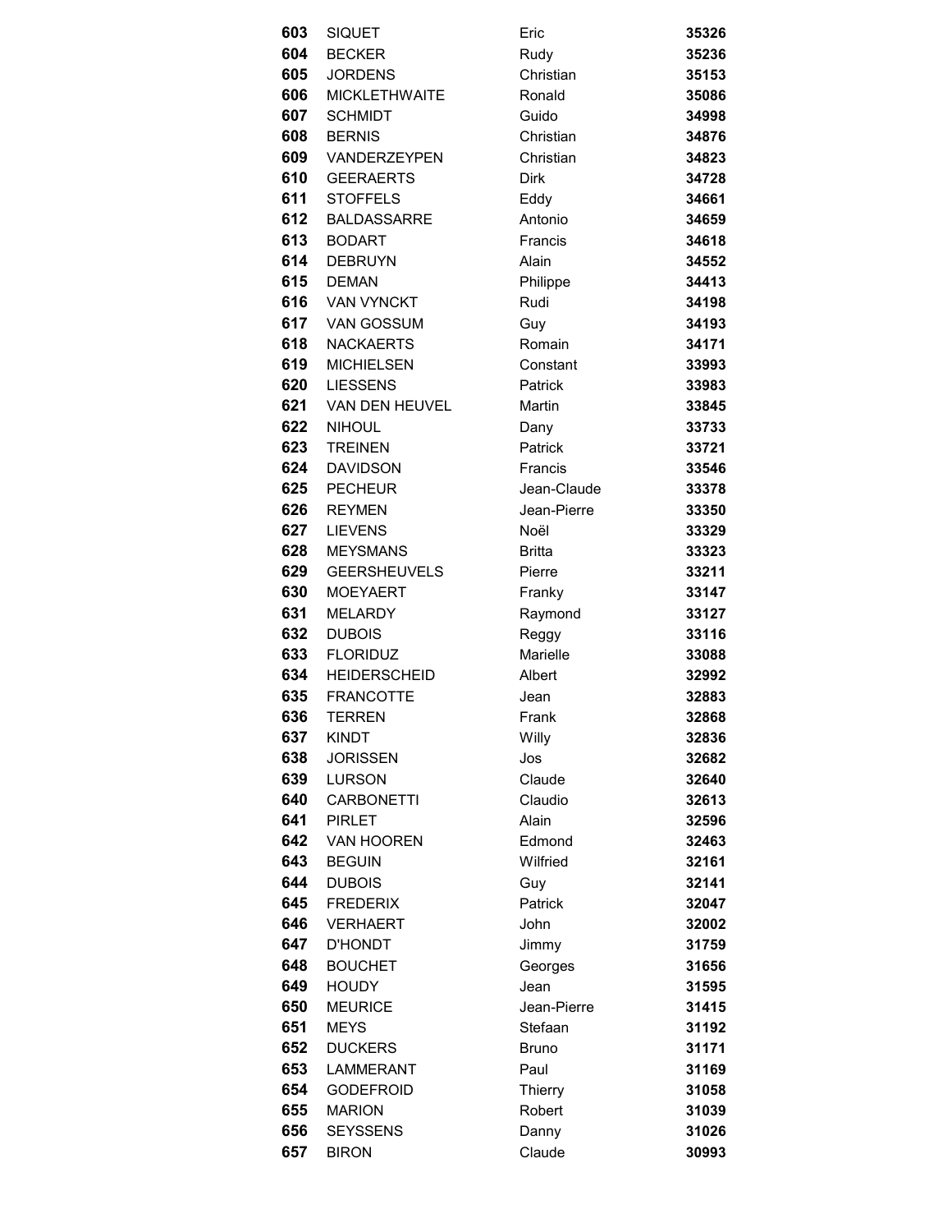| | | | |
|---|---|---|---|
| **603** | SIQUET | Eric | **35326** |
| **604** | BECKER | Rudy | **35236** |
| **605** | JORDENS | Christian | **35153** |
| **606** | MICKLETHWAITE | Ronald | **35086** |
| **607** | SCHMIDT | Guido | **34998** |
| **608** | BERNIS | Christian | **34876** |
| **609** | VANDERZEYPEN | Christian | **34823** |
| **610** | GEERAERTS | Dirk | **34728** |
| **611** | STOFFELS | Eddy | **34661** |
| **612** | BALDASSARRE | Antonio | **34659** |
| **613** | BODART | Francis | **34618** |
| **614** | DEBRUYN | Alain | **34552** |
| **615** | DEMAN | Philippe | **34413** |
| **616** | VAN VYNCKT | Rudi | **34198** |
| **617** | VAN GOSSUM | Guy | **34193** |
| **618** | NACKAERTS | Romain | **34171** |
| **619** | MICHIELSEN | Constant | **33993** |
| **620** | LIESSENS | Patrick | **33983** |
| **621** | VAN DEN HEUVEL | Martin | **33845** |
| **622** | NIHOUL | Dany | **33733** |
| **623** | TREINEN | Patrick | **33721** |
| **624** | DAVIDSON | Francis | **33546** |
| **625** | PECHEUR | Jean-Claude | **33378** |
| **626** | REYMEN | Jean-Pierre | **33350** |
| **627** | LIEVENS | Noël | **33329** |
| **628** | MEYSMANS | Britta | **33323** |
| **629** | GEERSHEUVELS | Pierre | **33211** |
| **630** | MOEYAERT | Franky | **33147** |
| **631** | MELARDY | Raymond | **33127** |
| **632** | DUBOIS | Reggy | **33116** |
| **633** | FLORIDUZ | Marielle | **33088** |
| **634** | HEIDERSCHEID | Albert | **32992** |
| **635** | FRANCOTTE | Jean | **32883** |
| **636** | TERREN | Frank | **32868** |
| **637** | KINDT | Willy | **32836** |
| **638** | JORISSEN | Jos | **32682** |
| **639** | LURSON | Claude | **32640** |
| **640** | CARBONETTI | Claudio | **32613** |
| **641** | PIRLET | Alain | **32596** |
| **642** | VAN HOOREN | Edmond | **32463** |
| **643** | BEGUIN | Wilfried | **32161** |
| **644** | DUBOIS | Guy | **32141** |
| **645** | FREDERIX | Patrick | **32047** |
| **646** | VERHAERT | John | **32002** |
| **647** | D'HONDT | Jimmy | **31759** |
| **648** | BOUCHET | Georges | **31656** |
| **649** | HOUDY | Jean | **31595** |
| **650** | MEURICE | Jean-Pierre | **31415** |
| **651** | MEYS | Stefaan | **31192** |
| **652** | DUCKERS | Bruno | **31171** |
| **653** | LAMMERANT | Paul | **31169** |
| **654** | GODEFROID | Thierry | **31058** |
| **655** | MARION | Robert | **31039** |
| **656** | SEYSSENS | Danny | **31026** |
| **657** | BIRON | Claude | **30993** |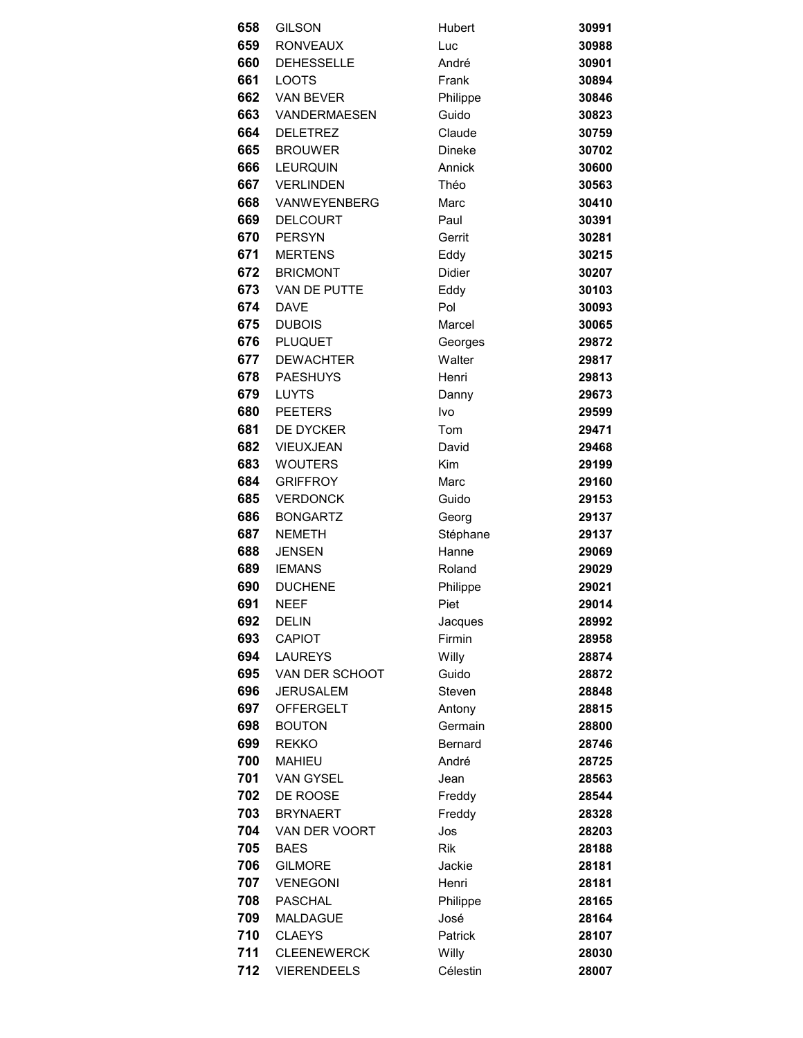| | | | |
|---|---|---|---|
| **658** | GILSON | Hubert | **30991** |
| **659** | RONVEAUX | Luc | **30988** |
| **660** | DEHESSELLE | André | **30901** |
| **661** | LOOTS | Frank | **30894** |
| **662** | VAN BEVER | Philippe | **30846** |
| **663** | VANDERMAESEN | Guido | **30823** |
| **664** | DELETREZ | Claude | **30759** |
| **665** | BROUWER | Dineke | **30702** |
| **666** | LEURQUIN | Annick | **30600** |
| **667** | VERLINDEN | Théo | **30563** |
| **668** | VANWEYENBERG | Marc | **30410** |
| **669** | DELCOURT | Paul | **30391** |
| **670** | PERSYN | Gerrit | **30281** |
| **671** | MERTENS | Eddy | **30215** |
| **672** | BRICMONT | Didier | **30207** |
| **673** | VAN DE PUTTE | Eddy | **30103** |
| **674** | DAVE | Pol | **30093** |
| **675** | DUBOIS | Marcel | **30065** |
| **676** | PLUQUET | Georges | **29872** |
| **677** | DEWACHTER | Walter | **29817** |
| **678** | PAESHUYS | Henri | **29813** |
| **679** | LUYTS | Danny | **29673** |
| **680** | PEETERS | Ivo | **29599** |
| **681** | DE DYCKER | Tom | **29471** |
| **682** | VIEUXJEAN | David | **29468** |
| **683** | WOUTERS | Kim | **29199** |
| **684** | GRIFFROY | Marc | **29160** |
| **685** | VERDONCK | Guido | **29153** |
| **686** | BONGARTZ | Georg | **29137** |
| **687** | NEMETH | Stéphane | **29137** |
| **688** | JENSEN | Hanne | **29069** |
| **689** | IEMANS | Roland | **29029** |
| **690** | DUCHENE | Philippe | **29021** |
| **691** | NEEF | Piet | **29014** |
| **692** | DELIN | Jacques | **28992** |
| **693** | CAPIOT | Firmin | **28958** |
| **694** | LAUREYS | Willy | **28874** |
| **695** | VAN DER SCHOOT | Guido | **28872** |
| **696** | JERUSALEM | Steven | **28848** |
| **697** | OFFERGELT | Antony | **28815** |
| **698** | BOUTON | Germain | **28800** |
| **699** | REKKO | Bernard | **28746** |
| **700** | MAHIEU | André | **28725** |
| **701** | VAN GYSEL | Jean | **28563** |
| **702** | DE ROOSE | Freddy | **28544** |
| **703** | BRYNAERT | Freddy | **28328** |
| **704** | VAN DER VOORT | Jos | **28203** |
| **705** | BAES | Rik | **28188** |
| **706** | GILMORE | Jackie | **28181** |
| **707** | VENEGONI | Henri | **28181** |
| **708** | PASCHAL | Philippe | **28165** |
| **709** | MALDAGUE | José | **28164** |
| **710** | CLAEYS | Patrick | **28107** |
| **711** | CLEENEWERCK | Willy | **28030** |
| **712** | VIERENDEELS | Célestin | **28007** |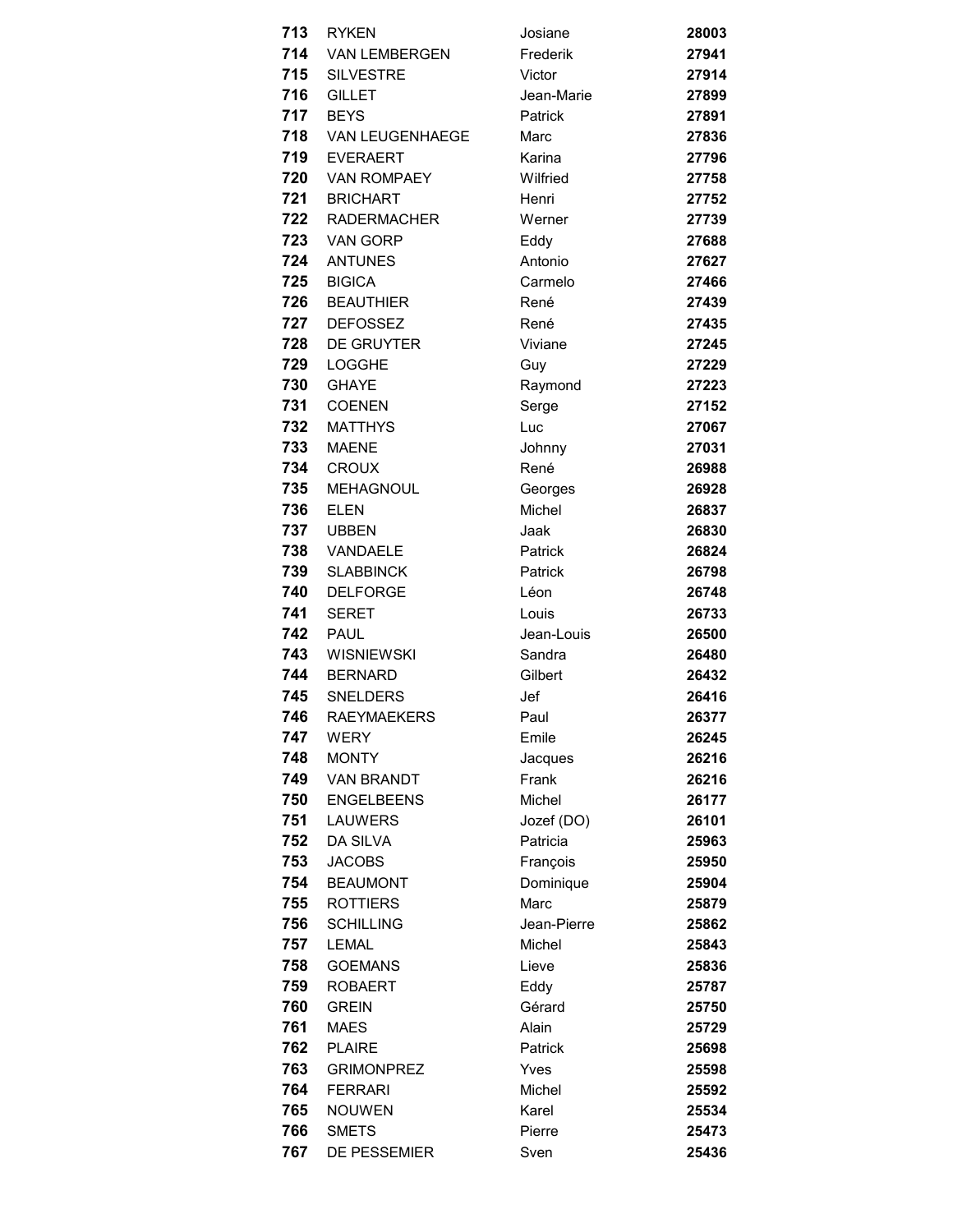| | | | |
|---|---|---|---|
| **713** | RYKEN | Josiane | **28003** |
| **714** | VAN LEMBERGEN | Frederik | **27941** |
| **715** | SILVESTRE | Victor | **27914** |
| **716** | GILLET | Jean-Marie | **27899** |
| **717** | BEYS | Patrick | **27891** |
| **718** | VAN LEUGENHAEGE | Marc | **27836** |
| **719** | EVERAERT | Karina | **27796** |
| **720** | VAN ROMPAEY | Wilfried | **27758** |
| **721** | BRICHART | Henri | **27752** |
| **722** | RADERMACHER | Werner | **27739** |
| **723** | VAN GORP | Eddy | **27688** |
| **724** | ANTUNES | Antonio | **27627** |
| **725** | BIGICA | Carmelo | **27466** |
| **726** | BEAUTHIER | René | **27439** |
| **727** | DEFOSSEZ | René | **27435** |
| **728** | DE GRUYTER | Viviane | **27245** |
| **729** | LOGGHE | Guy | **27229** |
| **730** | GHAYE | Raymond | **27223** |
| **731** | COENEN | Serge | **27152** |
| **732** | MATTHYS | Luc | **27067** |
| **733** | MAENE | Johnny | **27031** |
| **734** | CROUX | René | **26988** |
| **735** | MEHAGNOUL | Georges | **26928** |
| **736** | ELEN | Michel | **26837** |
| **737** | UBBEN | Jaak | **26830** |
| **738** | VANDAELE | Patrick | **26824** |
| **739** | SLABBINCK | Patrick | **26798** |
| **740** | DELFORGE | Léon | **26748** |
| **741** | SERET | Louis | **26733** |
| **742** | PAUL | Jean-Louis | **26500** |
| **743** | WISNIEWSKI | Sandra | **26480** |
| **744** | BERNARD | Gilbert | **26432** |
| **745** | SNELDERS | Jef | **26416** |
| **746** | RAEYMAEKERS | Paul | **26377** |
| **747** | WERY | Emile | **26245** |
| **748** | MONTY | Jacques | **26216** |
| **749** | VAN BRANDT | Frank | **26216** |
| **750** | ENGELBEENS | Michel | **26177** |
| **751** | LAUWERS | Jozef (DO) | **26101** |
| **752** | DA SILVA | Patricia | **25963** |
| **753** | JACOBS | François | **25950** |
| **754** | BEAUMONT | Dominique | **25904** |
| **755** | ROTTIERS | Marc | **25879** |
| **756** | SCHILLING | Jean-Pierre | **25862** |
| **757** | LEMAL | Michel | **25843** |
| **758** | GOEMANS | Lieve | **25836** |
| **759** | ROBAERT | Eddy | **25787** |
| **760** | GREIN | Gérard | **25750** |
| **761** | MAES | Alain | **25729** |
| **762** | PLAIRE | Patrick | **25698** |
| **763** | GRIMONPREZ | Yves | **25598** |
| **764** | FERRARI | Michel | **25592** |
| **765** | NOUWEN | Karel | **25534** |
| **766** | SMETS | Pierre | **25473** |
| **767** | DE PESSEMIER | Sven | **25436** |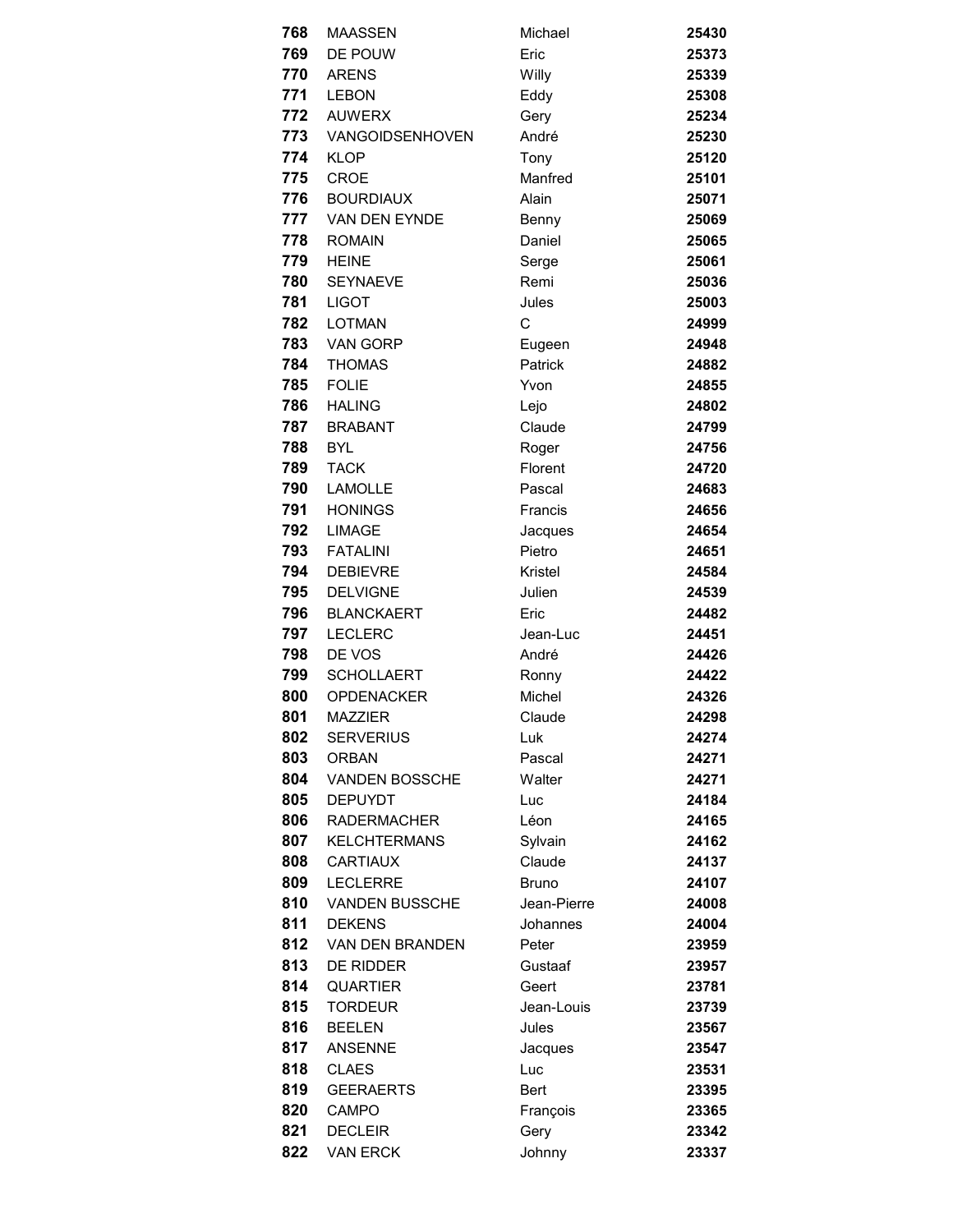| | | | |
|---|---|---|---|
| **768** | MAASSEN | Michael | **25430** |
| **769** | DE POUW | Eric | **25373** |
| **770** | ARENS | Willy | **25339** |
| **771** | LEBON | Eddy | **25308** |
| **772** | AUWERX | Gery | **25234** |
| **773** | VANGOIDSENHOVEN | André | **25230** |
| **774** | KLOP | Tony | **25120** |
| **775** | CROE | Manfred | **25101** |
| **776** | BOURDIAUX | Alain | **25071** |
| **777** | VAN DEN EYNDE | Benny | **25069** |
| **778** | ROMAIN | Daniel | **25065** |
| **779** | HEINE | Serge | **25061** |
| **780** | SEYNAEVE | Remi | **25036** |
| **781** | LIGOT | Jules | **25003** |
| **782** | LOTMAN | C | **24999** |
| **783** | VAN GORP | Eugeen | **24948** |
| **784** | THOMAS | Patrick | **24882** |
| **785** | FOLIE | Yvon | **24855** |
| **786** | HALING | Lejo | **24802** |
| **787** | BRABANT | Claude | **24799** |
| **788** | BYL | Roger | **24756** |
| **789** | TACK | Florent | **24720** |
| **790** | LAMOLLE | Pascal | **24683** |
| **791** | HONINGS | Francis | **24656** |
| **792** | LIMAGE | Jacques | **24654** |
| **793** | FATALINI | Pietro | **24651** |
| **794** | DEBIEVRE | Kristel | **24584** |
| **795** | DELVIGNE | Julien | **24539** |
| **796** | BLANCKAERT | Eric | **24482** |
| **797** | LECLERC | Jean-Luc | **24451** |
| **798** | DE VOS | André | **24426** |
| **799** | SCHOLLAERT | Ronny | **24422** |
| **800** | OPDENACKER | Michel | **24326** |
| **801** | MAZZIER | Claude | **24298** |
| **802** | SERVERIUS | Luk | **24274** |
| **803** | ORBAN | Pascal | **24271** |
| **804** | VANDEN BOSSCHE | Walter | **24271** |
| **805** | DEPUYDT | Luc | **24184** |
| **806** | RADERMACHER | Léon | **24165** |
| **807** | KELCHTERMANS | Sylvain | **24162** |
| **808** | CARTIAUX | Claude | **24137** |
| **809** | LECLERRE | Bruno | **24107** |
| **810** | VANDEN BUSSCHE | Jean-Pierre | **24008** |
| **811** | DEKENS | Johannes | **24004** |
| **812** | VAN DEN BRANDEN | Peter | **23959** |
| **813** | DE RIDDER | Gustaaf | **23957** |
| **814** | QUARTIER | Geert | **23781** |
| **815** | TORDEUR | Jean-Louis | **23739** |
| **816** | BEELEN | Jules | **23567** |
| **817** | ANSENNE | Jacques | **23547** |
| **818** | CLAES | Luc | **23531** |
| **819** | GEERAERTS | Bert | **23395** |
| **820** | CAMPO | François | **23365** |
| **821** | DECLEIR | Gery | **23342** |
| **822** | VAN ERCK | Johnny | **23337** |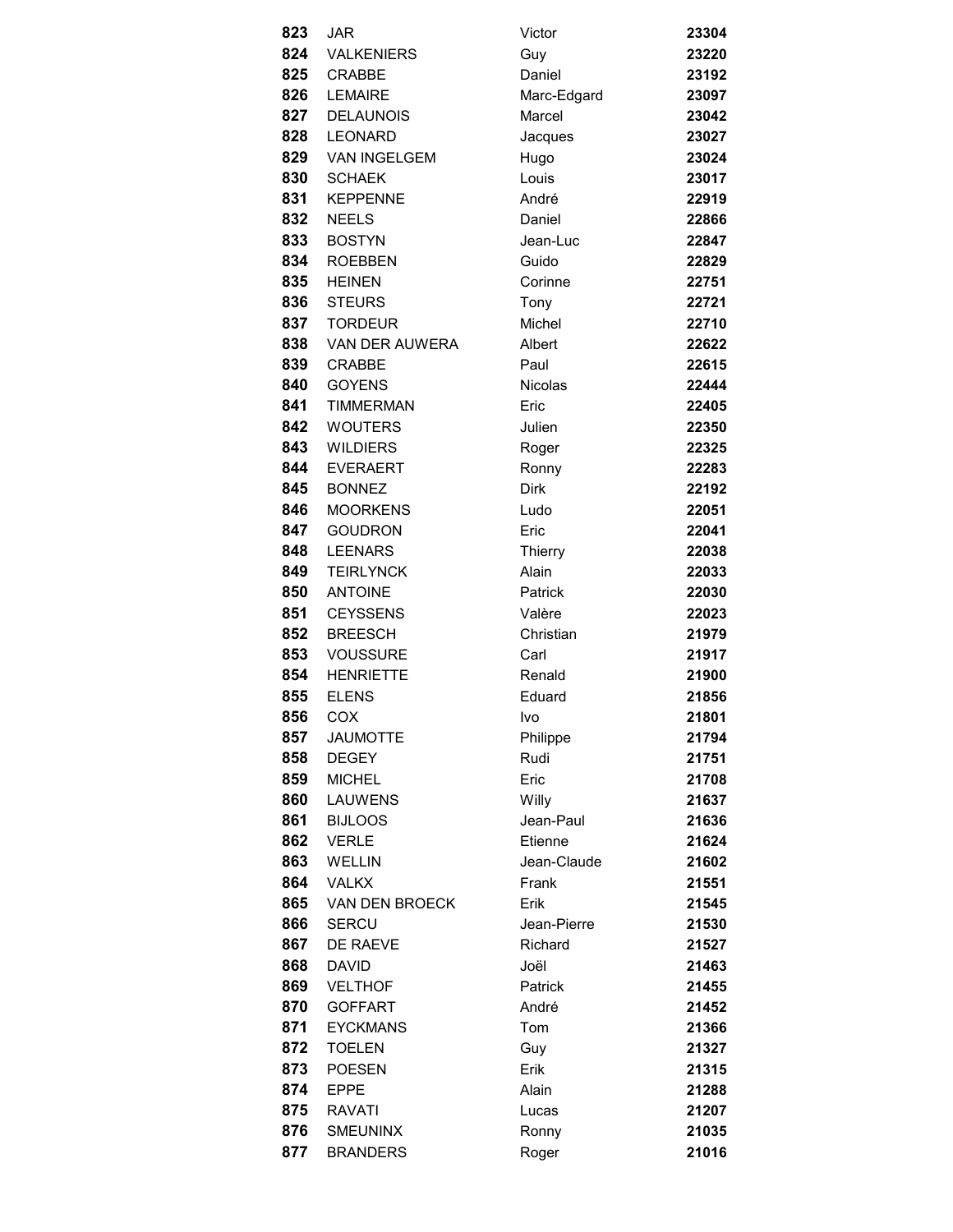| | | | |
|---|---|---|---|
| **823** | JAR | Victor | **23304** |
| **824** | VALKENIERS | Guy | **23220** |
| **825** | CRABBE | Daniel | **23192** |
| **826** | LEMAIRE | Marc-Edgard | **23097** |
| **827** | DELAUNOIS | Marcel | **23042** |
| **828** | LEONARD | Jacques | **23027** |
| **829** | VAN INGELGEM | Hugo | **23024** |
| **830** | SCHAEK | Louis | **23017** |
| **831** | KEPPENNE | André | **22919** |
| **832** | NEELS | Daniel | **22866** |
| **833** | BOSTYN | Jean-Luc | **22847** |
| **834** | ROEBBEN | Guido | **22829** |
| **835** | HEINEN | Corinne | **22751** |
| **836** | STEURS | Tony | **22721** |
| **837** | TORDEUR | Michel | **22710** |
| **838** | VAN DER AUWERA | Albert | **22622** |
| **839** | CRABBE | Paul | **22615** |
| **840** | GOYENS | Nicolas | **22444** |
| **841** | TIMMERMAN | Eric | **22405** |
| **842** | WOUTERS | Julien | **22350** |
| **843** | WILDIERS | Roger | **22325** |
| **844** | EVERAERT | Ronny | **22283** |
| **845** | BONNEZ | Dirk | **22192** |
| **846** | MOORKENS | Ludo | **22051** |
| **847** | GOUDRON | Eric | **22041** |
| **848** | LEENARS | Thierry | **22038** |
| **849** | TEIRLYNCK | Alain | **22033** |
| **850** | ANTOINE | Patrick | **22030** |
| **851** | CEYSSENS | Valère | **22023** |
| **852** | BREESCH | Christian | **21979** |
| **853** | VOUSSURE | Carl | **21917** |
| **854** | HENRIETTE | Renald | **21900** |
| **855** | ELENS | Eduard | **21856** |
| **856** | COX | Ivo | **21801** |
| **857** | JAUMOTTE | Philippe | **21794** |
| **858** | DEGEY | Rudi | **21751** |
| **859** | MICHEL | Eric | **21708** |
| **860** | LAUWENS | Willy | **21637** |
| **861** | BIJLOOS | Jean-Paul | **21636** |
| **862** | VERLE | Etienne | **21624** |
| **863** | WELLIN | Jean-Claude | **21602** |
| **864** | VALKX | Frank | **21551** |
| **865** | VAN DEN BROECK | Erik | **21545** |
| **866** | SERCU | Jean-Pierre | **21530** |
| **867** | DE RAEVE | Richard | **21527** |
| **868** | DAVID | Joël | **21463** |
| **869** | VELTHOF | Patrick | **21455** |
| **870** | GOFFART | André | **21452** |
| **871** | EYCKMANS | Tom | **21366** |
| **872** | TOELEN | Guy | **21327** |
| **873** | POESEN | Erik | **21315** |
| **874** | EPPE | Alain | **21288** |
| **875** | RAVATI | Lucas | **21207** |
| **876** | SMEUNINX | Ronny | **21035** |
| **877** | BRANDERS | Roger | **21016** |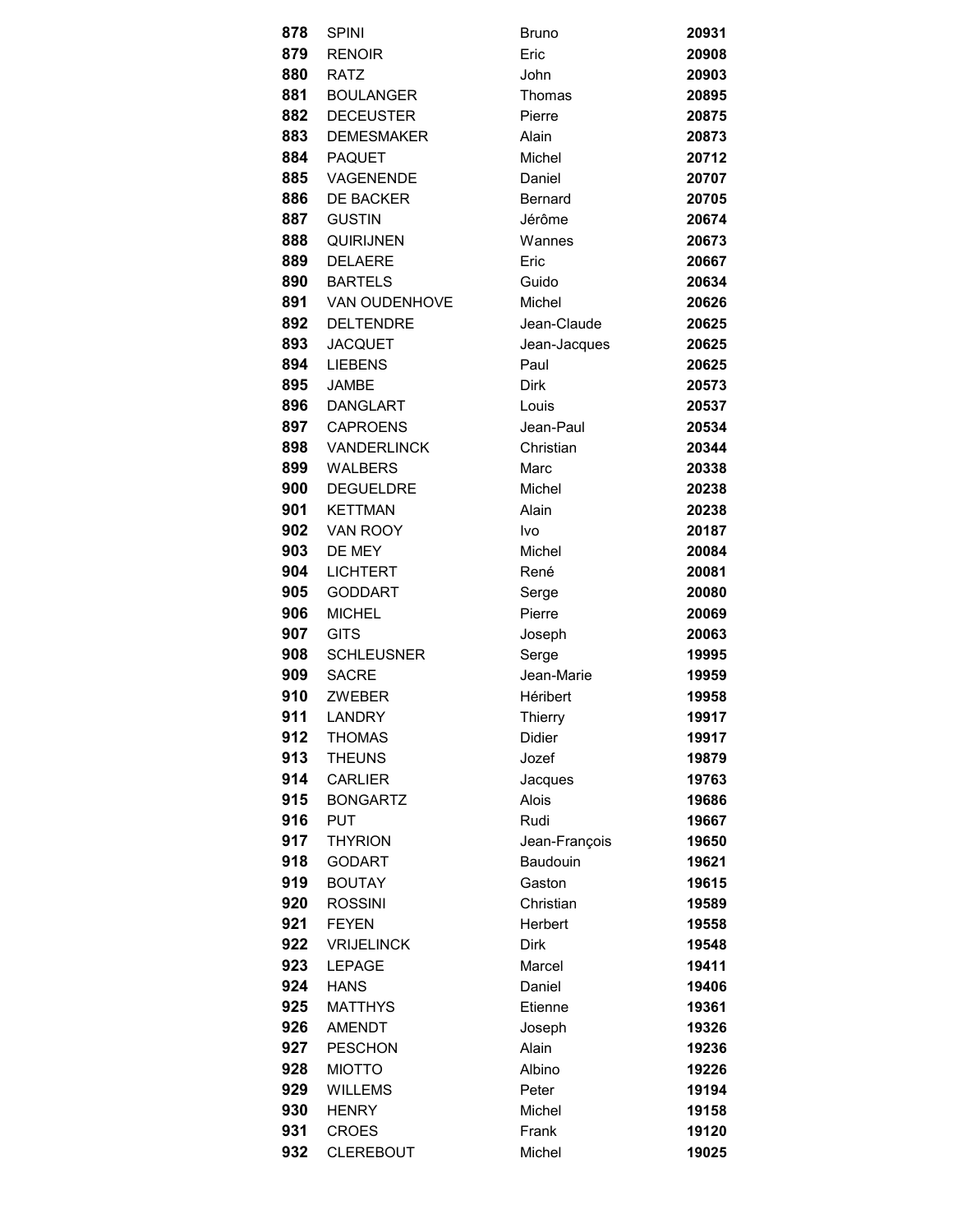| | | | |
|---|---|---|---|
| **878** | SPINI | Bruno | **20931** |
| **879** | RENOIR | Eric | **20908** |
| **880** | RATZ | John | **20903** |
| **881** | BOULANGER | Thomas | **20895** |
| **882** | DECEUSTER | Pierre | **20875** |
| **883** | DEMESMAKER | Alain | **20873** |
| **884** | PAQUET | Michel | **20712** |
| **885** | VAGENENDE | Daniel | **20707** |
| **886** | DE BACKER | Bernard | **20705** |
| **887** | GUSTIN | Jérôme | **20674** |
| **888** | QUIRIJNEN | Wannes | **20673** |
| **889** | DELAERE | Eric | **20667** |
| **890** | BARTELS | Guido | **20634** |
| **891** | VAN OUDENHOVE | Michel | **20626** |
| **892** | DELTENDRE | Jean-Claude | **20625** |
| **893** | JACQUET | Jean-Jacques | **20625** |
| **894** | LIEBENS | Paul | **20625** |
| **895** | JAMBE | Dirk | **20573** |
| **896** | DANGLART | Louis | **20537** |
| **897** | CAPROENS | Jean-Paul | **20534** |
| **898** | VANDERLINCK | Christian | **20344** |
| **899** | WALBERS | Marc | **20338** |
| **900** | DEGUELDRE | Michel | **20238** |
| **901** | KETTMAN | Alain | **20238** |
| **902** | VAN ROOY | Ivo | **20187** |
| **903** | DE MEY | Michel | **20084** |
| **904** | LICHTERT | René | **20081** |
| **905** | GODDART | Serge | **20080** |
| **906** | MICHEL | Pierre | **20069** |
| **907** | GITS | Joseph | **20063** |
| **908** | SCHLEUSNER | Serge | **19995** |
| **909** | SACRE | Jean-Marie | **19959** |
| **910** | ZWEBER | Héribert | **19958** |
| **911** | LANDRY | Thierry | **19917** |
| **912** | THOMAS | Didier | **19917** |
| **913** | THEUNS | Jozef | **19879** |
| **914** | CARLIER | Jacques | **19763** |
| **915** | BONGARTZ | Alois | **19686** |
| **916** | PUT | Rudi | **19667** |
| **917** | THYRION | Jean-François | **19650** |
| **918** | GODART | Baudouin | **19621** |
| **919** | BOUTAY | Gaston | **19615** |
| **920** | ROSSINI | Christian | **19589** |
| **921** | FEYEN | Herbert | **19558** |
| **922** | VRIJELINCK | Dirk | **19548** |
| **923** | LEPAGE | Marcel | **19411** |
| **924** | HANS | Daniel | **19406** |
| **925** | MATTHYS | Etienne | **19361** |
| **926** | AMENDT | Joseph | **19326** |
| **927** | PESCHON | Alain | **19236** |
| **928** | MIOTTO | Albino | **19226** |
| **929** | WILLEMS | Peter | **19194** |
| **930** | HENRY | Michel | **19158** |
| **931** | CROES | Frank | **19120** |
| **932** | CLEREBOUT | Michel | **19025** |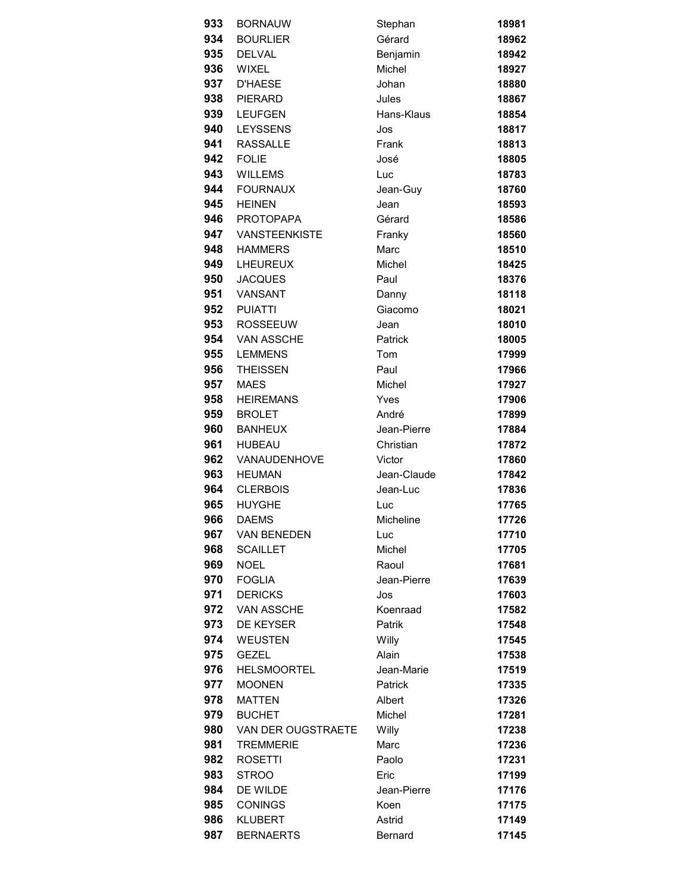| | | | |
|---|---|---|---|
| **933** | BORNAUW | Stephan | **18981** |
| **934** | BOURLIER | Gérard | **18962** |
| **935** | DELVAL | Benjamin | **18942** |
| **936** | WIXEL | Michel | **18927** |
| **937** | D'HAESE | Johan | **18880** |
| **938** | PIERARD | Jules | **18867** |
| **939** | LEUFGEN | Hans-Klaus | **18854** |
| **940** | LEYSSENS | Jos | **18817** |
| **941** | RASSALLE | Frank | **18813** |
| **942** | FOLIE | José | **18805** |
| **943** | WILLEMS | Luc | **18783** |
| **944** | FOURNAUX | Jean-Guy | **18760** |
| **945** | HEINEN | Jean | **18593** |
| **946** | PROTOPAPA | Gérard | **18586** |
| **947** | VANSTEENKISTE | Franky | **18560** |
| **948** | HAMMERS | Marc | **18510** |
| **949** | LHEUREUX | Michel | **18425** |
| **950** | JACQUES | Paul | **18376** |
| **951** | VANSANT | Danny | **18118** |
| **952** | PUIATTI | Giacomo | **18021** |
| **953** | ROSSEEUW | Jean | **18010** |
| **954** | VAN ASSCHE | Patrick | **18005** |
| **955** | LEMMENS | Tom | **17999** |
| **956** | THEISSEN | Paul | **17966** |
| **957** | MAES | Michel | **17927** |
| **958** | HEIREMANS | Yves | **17906** |
| **959** | BROLET | André | **17899** |
| **960** | BANHEUX | Jean-Pierre | **17884** |
| **961** | HUBEAU | Christian | **17872** |
| **962** | VANAUDENHOVE | Victor | **17860** |
| **963** | HEUMAN | Jean-Claude | **17842** |
| **964** | CLERBOIS | Jean-Luc | **17836** |
| **965** | HUYGHE | Luc | **17765** |
| **966** | DAEMS | Micheline | **17726** |
| **967** | VAN BENEDEN | Luc | **17710** |
| **968** | SCAILLET | Michel | **17705** |
| **969** | NOEL | Raoul | **17681** |
| **970** | FOGLIA | Jean-Pierre | **17639** |
| **971** | DERICKS | Jos | **17603** |
| **972** | VAN ASSCHE | Koenraad | **17582** |
| **973** | DE KEYSER | Patrik | **17548** |
| **974** | WEUSTEN | Willy | **17545** |
| **975** | GEZEL | Alain | **17538** |
| **976** | HELSMOORTEL | Jean-Marie | **17519** |
| **977** | MOONEN | Patrick | **17335** |
| **978** | MATTEN | Albert | **17326** |
| **979** | BUCHET | Michel | **17281** |
| **980** | VAN DER OUGSTRAETE | Willy | **17238** |
| **981** | TREMMERIE | Marc | **17236** |
| **982** | ROSETTI | Paolo | **17231** |
| **983** | STROO | Eric | **17199** |
| **984** | DE WILDE | Jean-Pierre | **17176** |
| **985** | CONINGS | Koen | **17175** |
| **986** | KLUBERT | Astrid | **17149** |
| **987** | BERNAERTS | Bernard | **17145** |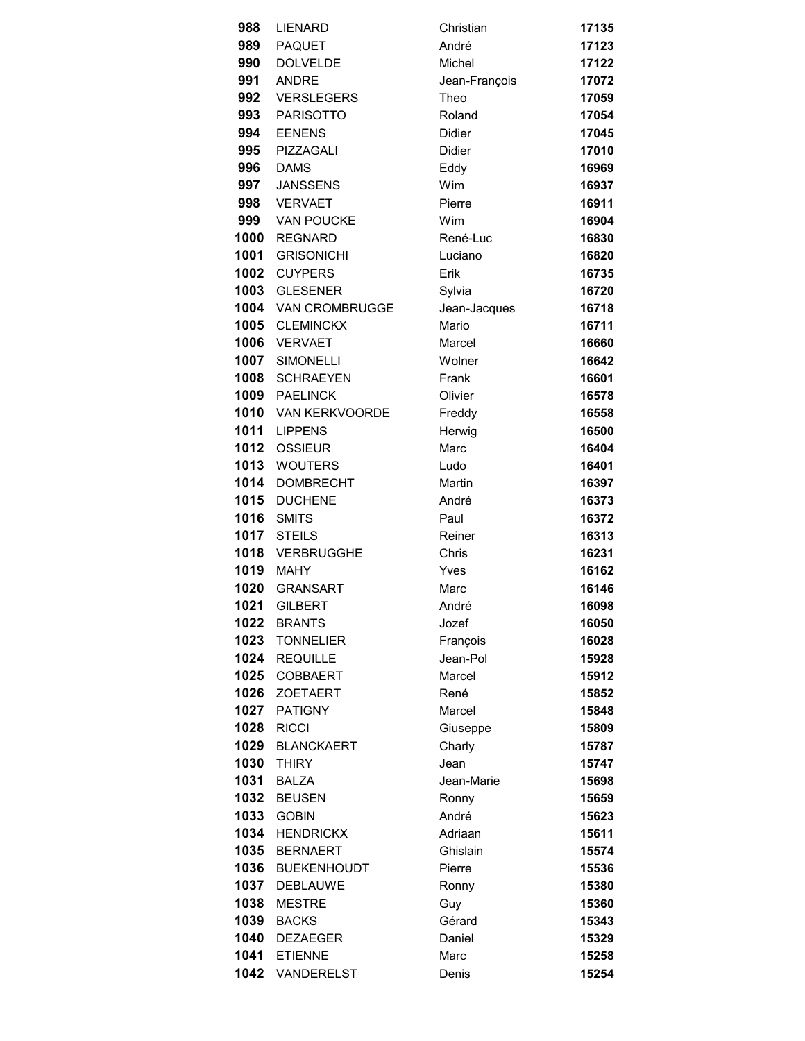| | | | |
|---|---|---|---|
| **988** | LIENARD | Christian | **17135** |
| **989** | PAQUET | André | **17123** |
| **990** | DOLVELDE | Michel | **17122** |
| **991** | ANDRE | Jean-François | **17072** |
| **992** | VERSLEGERS | Theo | **17059** |
| **993** | PARISOTTO | Roland | **17054** |
| **994** | EENENS | Didier | **17045** |
| **995** | PIZZAGALI | Didier | **17010** |
| **996** | DAMS | Eddy | **16969** |
| **997** | JANSSENS | Wim | **16937** |
| **998** | VERVAET | Pierre | **16911** |
| **999** | VAN POUCKE | Wim | **16904** |
| **1000** | REGNARD | René-Luc | **16830** |
| **1001** | GRISONICHI | Luciano | **16820** |
| **1002** | CUYPERS | Erik | **16735** |
| **1003** | GLESENER | Sylvia | **16720** |
| **1004** | VAN CROMBRUGGE | Jean-Jacques | **16718** |
| **1005** | CLEMINCKX | Mario | **16711** |
| **1006** | VERVAET | Marcel | **16660** |
| **1007** | SIMONELLI | Wolner | **16642** |
| **1008** | SCHRAEYEN | Frank | **16601** |
| **1009** | PAELINCK | Olivier | **16578** |
| **1010** | VAN KERKVOORDE | Freddy | **16558** |
| **1011** | LIPPENS | Herwig | **16500** |
| **1012** | OSSIEUR | Marc | **16404** |
| **1013** | WOUTERS | Ludo | **16401** |
| **1014** | DOMBRECHT | Martin | **16397** |
| **1015** | DUCHENE | André | **16373** |
| **1016** | SMITS | Paul | **16372** |
| **1017** | STEILS | Reiner | **16313** |
| **1018** | VERBRUGGHE | Chris | **16231** |
| **1019** | MAHY | Yves | **16162** |
| **1020** | GRANSART | Marc | **16146** |
| **1021** | GILBERT | André | **16098** |
| **1022** | BRANTS | Jozef | **16050** |
| **1023** | TONNELIER | François | **16028** |
| **1024** | REQUILLE | Jean-Pol | **15928** |
| **1025** | COBBAERT | Marcel | **15912** |
| **1026** | ZOETAERT | René | **15852** |
| **1027** | PATIGNY | Marcel | **15848** |
| **1028** | RICCI | Giuseppe | **15809** |
| **1029** | BLANCKAERT | Charly | **15787** |
| **1030** | THIRY | Jean | **15747** |
| **1031** | BALZA | Jean-Marie | **15698** |
| **1032** | BEUSEN | Ronny | **15659** |
| **1033** | GOBIN | André | **15623** |
| **1034** | HENDRICKX | Adriaan | **15611** |
| **1035** | BERNAERT | Ghislain | **15574** |
| **1036** | BUEKENHOUDT | Pierre | **15536** |
| **1037** | DEBLAUWE | Ronny | **15380** |
| **1038** | MESTRE | Guy | **15360** |
| **1039** | BACKS | Gérard | **15343** |
| **1040** | DEZAEGER | Daniel | **15329** |
| **1041** | ETIENNE | Marc | **15258** |
| **1042** | VANDERELST | Denis | **15254** |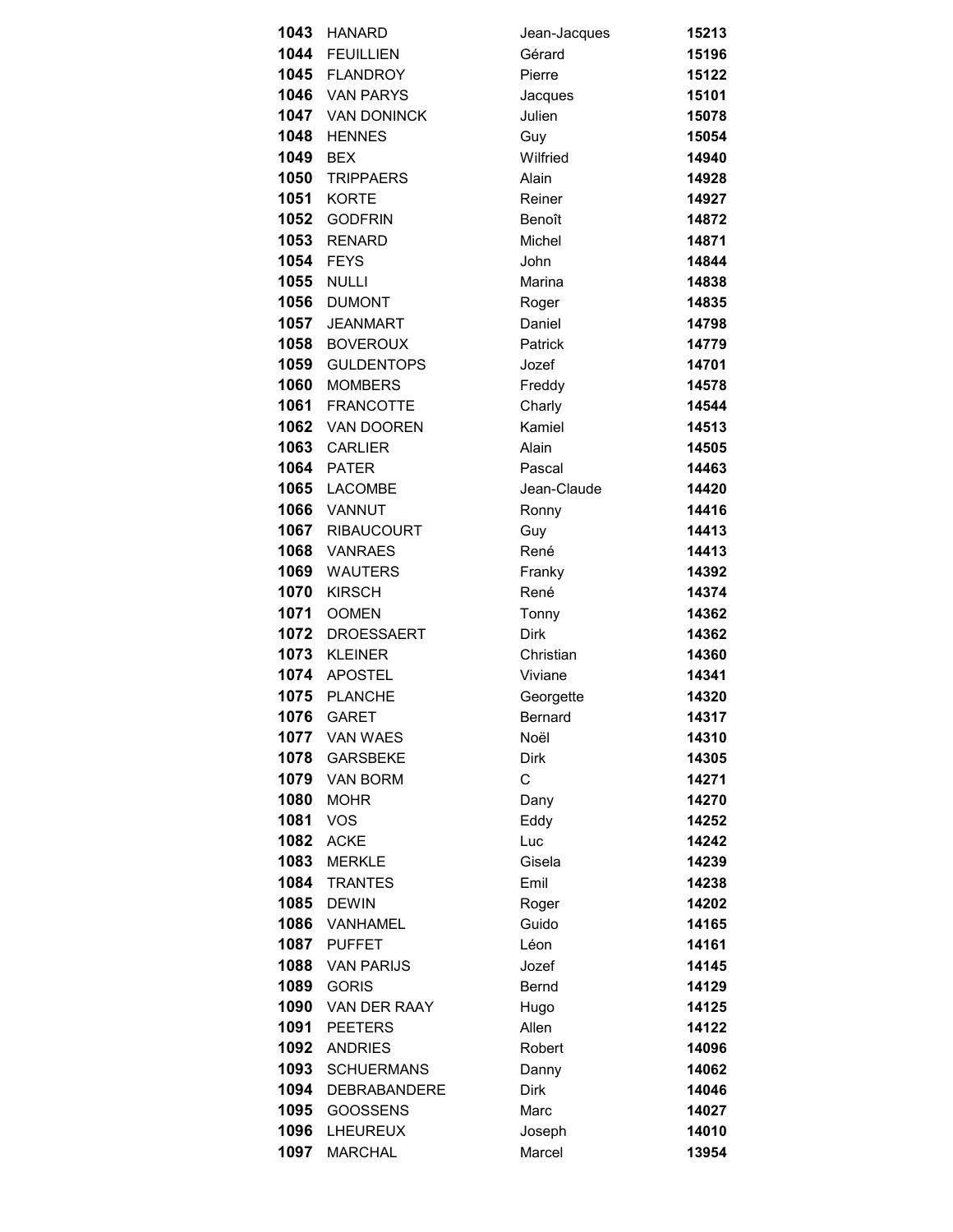| | | | |
|---|---|---|---|
| **1043** | HANARD | Jean-Jacques | **15213** |
| **1044** | FEUILLIEN | Gérard | **15196** |
| **1045** | FLANDROY | Pierre | **15122** |
| **1046** | VAN PARYS | Jacques | **15101** |
| **1047** | VAN DONINCK | Julien | **15078** |
| **1048** | HENNES | Guy | **15054** |
| **1049** | BEX | Wilfried | **14940** |
| **1050** | TRIPPAERS | Alain | **14928** |
| **1051** | KORTE | Reiner | **14927** |
| **1052** | GODFRIN | Benoît | **14872** |
| **1053** | RENARD | Michel | **14871** |
| **1054** | FEYS | John | **14844** |
| **1055** | NULLI | Marina | **14838** |
| **1056** | DUMONT | Roger | **14835** |
| **1057** | JEANMART | Daniel | **14798** |
| **1058** | BOVEROUX | Patrick | **14779** |
| **1059** | GULDENTOPS | Jozef | **14701** |
| **1060** | MOMBERS | Freddy | **14578** |
| **1061** | FRANCOTTE | Charly | **14544** |
| **1062** | VAN DOOREN | Kamiel | **14513** |
| **1063** | CARLIER | Alain | **14505** |
| **1064** | PATER | Pascal | **14463** |
| **1065** | LACOMBE | Jean-Claude | **14420** |
| **1066** | VANNUT | Ronny | **14416** |
| **1067** | RIBAUCOURT | Guy | **14413** |
| **1068** | VANRAES | René | **14413** |
| **1069** | WAUTERS | Franky | **14392** |
| **1070** | KIRSCH | René | **14374** |
| **1071** | OOMEN | Tonny | **14362** |
| **1072** | DROESSAERT | Dirk | **14362** |
| **1073** | KLEINER | Christian | **14360** |
| **1074** | APOSTEL | Viviane | **14341** |
| **1075** | PLANCHE | Georgette | **14320** |
| **1076** | GARET | Bernard | **14317** |
| **1077** | VAN WAES | Noël | **14310** |
| **1078** | GARSBEKE | Dirk | **14305** |
| **1079** | VAN BORM | C | **14271** |
| **1080** | MOHR | Dany | **14270** |
| **1081** | VOS | Eddy | **14252** |
| **1082** | ACKE | Luc | **14242** |
| **1083** | MERKLE | Gisela | **14239** |
| **1084** | TRANTES | Emil | **14238** |
| **1085** | DEWIN | Roger | **14202** |
| **1086** | VANHAMEL | Guido | **14165** |
| **1087** | PUFFET | Léon | **14161** |
| **1088** | VAN PARIJS | Jozef | **14145** |
| **1089** | GORIS | Bernd | **14129** |
| **1090** | VAN DER RAAY | Hugo | **14125** |
| **1091** | PEETERS | Allen | **14122** |
| **1092** | ANDRIES | Robert | **14096** |
| **1093** | SCHUERMANS | Danny | **14062** |
| **1094** | DEBRABANDERE | Dirk | **14046** |
| **1095** | GOOSSENS | Marc | **14027** |
| **1096** | LHEUREUX | Joseph | **14010** |
| **1097** | MARCHAL | Marcel | **13954** |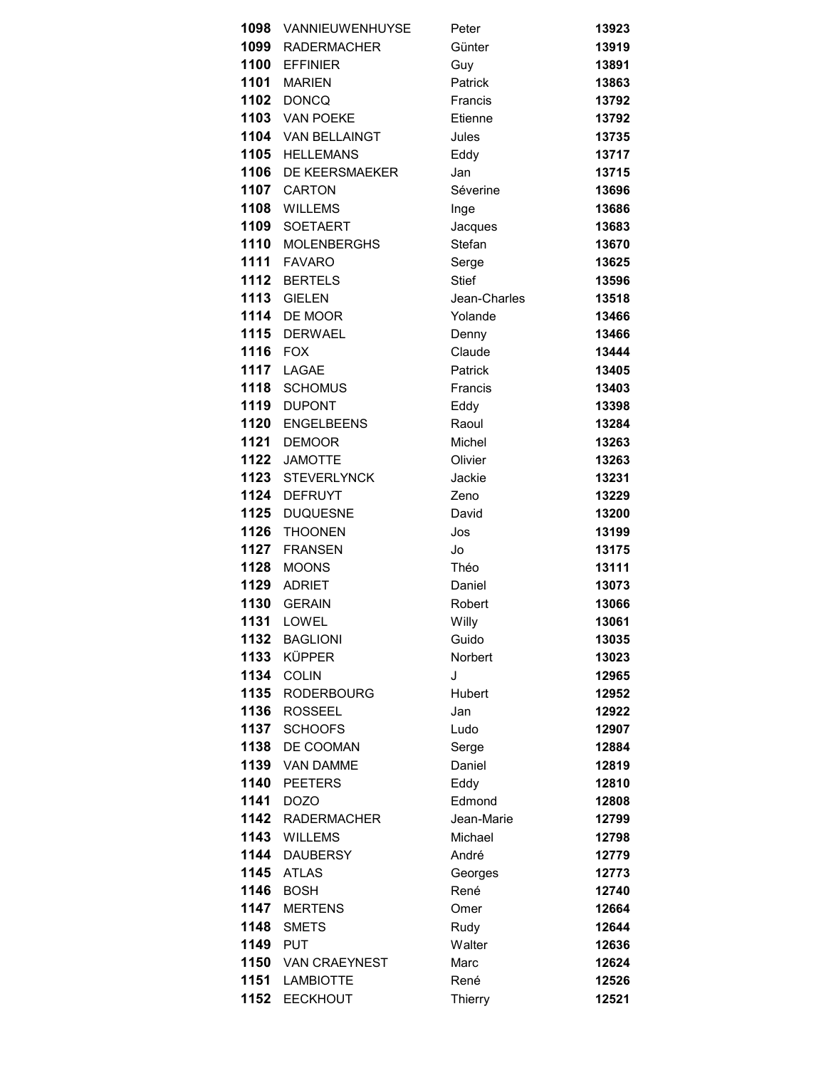| | | | |
|---|---|---|---|
| **1098** | VANNIEUWENHUYSE | Peter | **13923** |
| **1099** | RADERMACHER | Günter | **13919** |
| **1100** | EFFINIER | Guy | **13891** |
| **1101** | MARIEN | Patrick | **13863** |
| **1102** | DONCQ | Francis | **13792** |
| **1103** | VAN POEKE | Etienne | **13792** |
| **1104** | VAN BELLAINGT | Jules | **13735** |
| **1105** | HELLEMANS | Eddy | **13717** |
| **1106** | DE KEERSMAEKER | Jan | **13715** |
| **1107** | CARTON | Séverine | **13696** |
| **1108** | WILLEMS | Inge | **13686** |
| **1109** | SOETAERT | Jacques | **13683** |
| **1110** | MOLENBERGHS | Stefan | **13670** |
| **1111** | FAVARO | Serge | **13625** |
| **1112** | BERTELS | Stief | **13596** |
| **1113** | GIELEN | Jean-Charles | **13518** |
| **1114** | DE MOOR | Yolande | **13466** |
| **1115** | DERWAEL | Denny | **13466** |
| **1116** | FOX | Claude | **13444** |
| **1117** | LAGAE | Patrick | **13405** |
| **1118** | SCHOMUS | Francis | **13403** |
| **1119** | DUPONT | Eddy | **13398** |
| **1120** | ENGELBEENS | Raoul | **13284** |
| **1121** | DEMOOR | Michel | **13263** |
| **1122** | JAMOTTE | Olivier | **13263** |
| **1123** | STEVERLYNCK | Jackie | **13231** |
| **1124** | DEFRUYT | Zeno | **13229** |
| **1125** | DUQUESNE | David | **13200** |
| **1126** | THOONEN | Jos | **13199** |
| **1127** | FRANSEN | Jo | **13175** |
| **1128** | MOONS | Théo | **13111** |
| **1129** | ADRIET | Daniel | **13073** |
| **1130** | GERAIN | Robert | **13066** |
| **1131** | LOWEL | Willy | **13061** |
| **1132** | BAGLIONI | Guido | **13035** |
| **1133** | KÜPPER | Norbert | **13023** |
| **1134** | COLIN | J | **12965** |
| **1135** | RODERBOURG | Hubert | **12952** |
| **1136** | ROSSEEL | Jan | **12922** |
| **1137** | SCHOOFS | Ludo | **12907** |
| **1138** | DE COOMAN | Serge | **12884** |
| **1139** | VAN DAMME | Daniel | **12819** |
| **1140** | PEETERS | Eddy | **12810** |
| **1141** | DOZO | Edmond | **12808** |
| **1142** | RADERMACHER | Jean-Marie | **12799** |
| **1143** | WILLEMS | Michael | **12798** |
| **1144** | DAUBERSY | André | **12779** |
| **1145** | ATLAS | Georges | **12773** |
| **1146** | BOSH | René | **12740** |
| **1147** | MERTENS | Omer | **12664** |
| **1148** | SMETS | Rudy | **12644** |
| **1149** | PUT | Walter | **12636** |
| **1150** | VAN CRAEYNEST | Marc | **12624** |
| **1151** | LAMBIOTTE | René | **12526** |
| **1152** | EECKHOUT | Thierry | **12521** |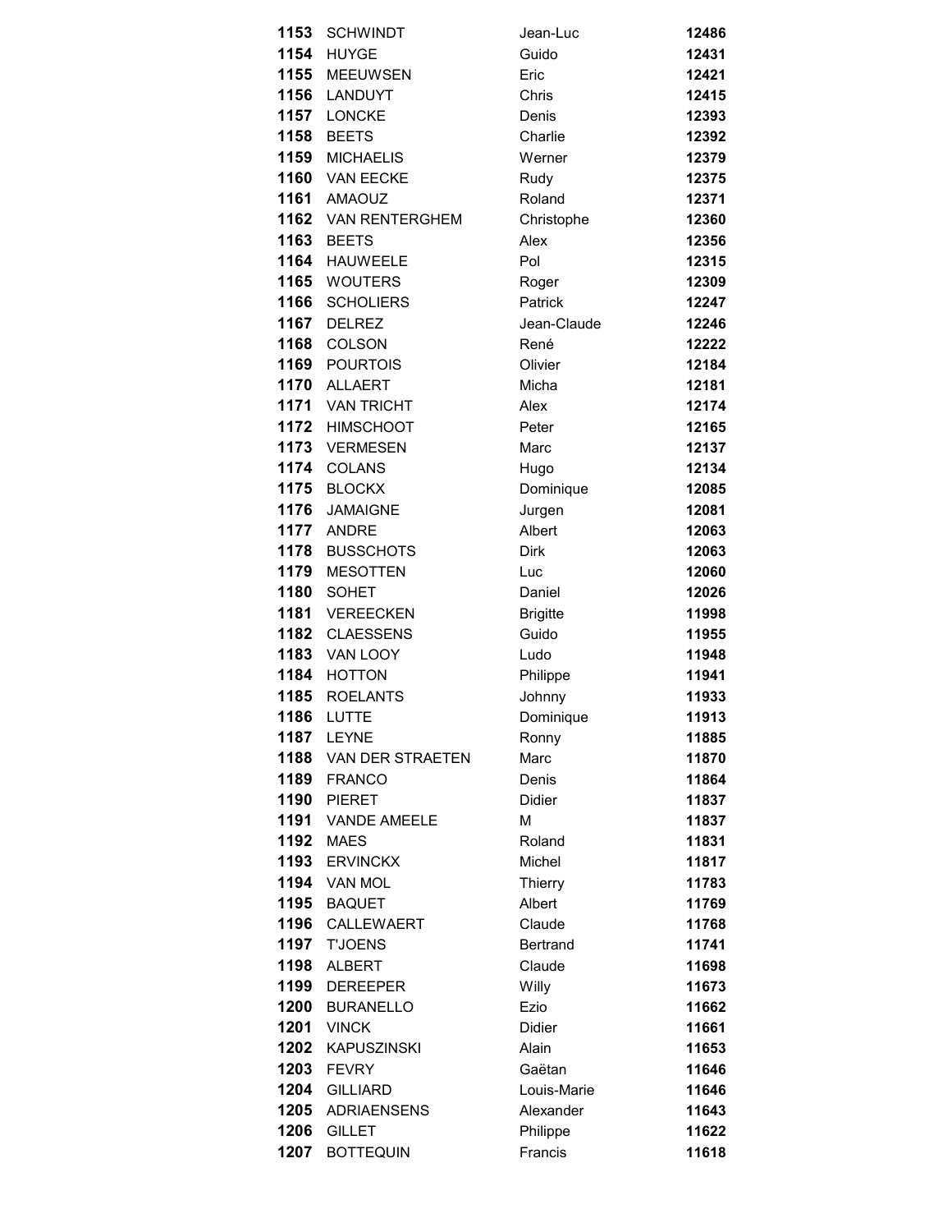| | | | |
|---|---|---|---|
| **1153** | SCHWINDT | Jean-Luc | **12486** |
| **1154** | HUYGE | Guido | **12431** |
| **1155** | MEEUWSEN | Eric | **12421** |
| **1156** | LANDUYT | Chris | **12415** |
| **1157** | LONCKE | Denis | **12393** |
| **1158** | BEETS | Charlie | **12392** |
| **1159** | MICHAELIS | Werner | **12379** |
| **1160** | VAN EECKE | Rudy | **12375** |
| **1161** | AMAOUZ | Roland | **12371** |
| **1162** | VAN RENTERGHEM | Christophe | **12360** |
| **1163** | BEETS | Alex | **12356** |
| **1164** | HAUWEELE | Pol | **12315** |
| **1165** | WOUTERS | Roger | **12309** |
| **1166** | SCHOLIERS | Patrick | **12247** |
| **1167** | DELREZ | Jean-Claude | **12246** |
| **1168** | COLSON | René | **12222** |
| **1169** | POURTOIS | Olivier | **12184** |
| **1170** | ALLAERT | Micha | **12181** |
| **1171** | VAN TRICHT | Alex | **12174** |
| **1172** | HIMSCHOOT | Peter | **12165** |
| **1173** | VERMESEN | Marc | **12137** |
| **1174** | COLANS | Hugo | **12134** |
| **1175** | BLOCKX | Dominique | **12085** |
| **1176** | JAMAIGNE | Jurgen | **12081** |
| **1177** | ANDRE | Albert | **12063** |
| **1178** | BUSSCHOTS | Dirk | **12063** |
| **1179** | MESOTTEN | Luc | **12060** |
| **1180** | SOHET | Daniel | **12026** |
| **1181** | VEREECKEN | Brigitte | **11998** |
| **1182** | CLAESSENS | Guido | **11955** |
| **1183** | VAN LOOY | Ludo | **11948** |
| **1184** | HOTTON | Philippe | **11941** |
| **1185** | ROELANTS | Johnny | **11933** |
| **1186** | LUTTE | Dominique | **11913** |
| **1187** | LEYNE | Ronny | **11885** |
| **1188** | VAN DER STRAETEN | Marc | **11870** |
| **1189** | FRANCO | Denis | **11864** |
| **1190** | PIERET | Didier | **11837** |
| **1191** | VANDE AMEELE | M | **11837** |
| **1192** | MAES | Roland | **11831** |
| **1193** | ERVINCKX | Michel | **11817** |
| **1194** | VAN MOL | Thierry | **11783** |
| **1195** | BAQUET | Albert | **11769** |
| **1196** | CALLEWAERT | Claude | **11768** |
| **1197** | T'JOENS | Bertrand | **11741** |
| **1198** | ALBERT | Claude | **11698** |
| **1199** | DEREEPER | Willy | **11673** |
| **1200** | BURANELLO | Ezio | **11662** |
| **1201** | VINCK | Didier | **11661** |
| **1202** | KAPUSZINSKI | Alain | **11653** |
| **1203** | FEVRY | Gaëtan | **11646** |
| **1204** | GILLIARD | Louis-Marie | **11646** |
| **1205** | ADRIAENSENS | Alexander | **11643** |
| **1206** | GILLET | Philippe | **11622** |
| **1207** | BOTTEQUIN | Francis | **11618** |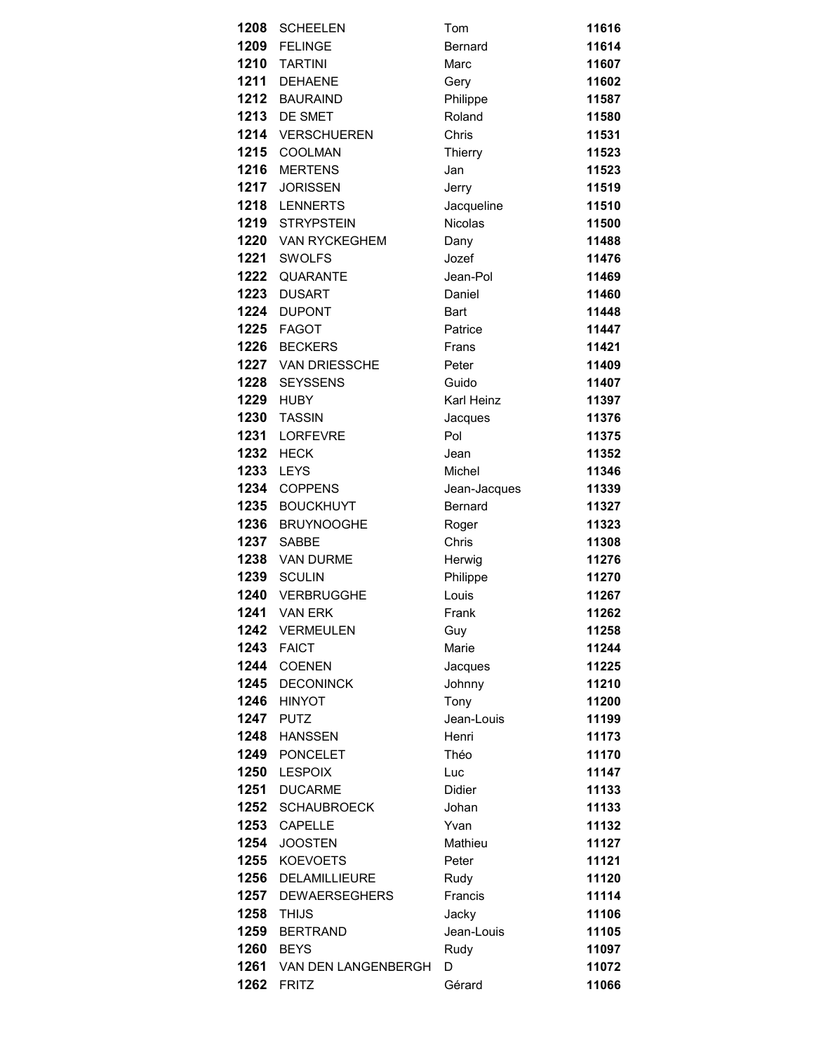| | | | |
|---|---|---|---|
| **1208** | SCHEELEN | Tom | **11616** |
| **1209** | FELINGE | Bernard | **11614** |
| **1210** | TARTINI | Marc | **11607** |
| **1211** | DEHAENE | Gery | **11602** |
| **1212** | BAURAIND | Philippe | **11587** |
| **1213** | DE SMET | Roland | **11580** |
| **1214** | VERSCHUEREN | Chris | **11531** |
| **1215** | COOLMAN | Thierry | **11523** |
| **1216** | MERTENS | Jan | **11523** |
| **1217** | JORISSEN | Jerry | **11519** |
| **1218** | LENNERTS | Jacqueline | **11510** |
| **1219** | STRYPSTEIN | Nicolas | **11500** |
| **1220** | VAN RYCKEGHEM | Dany | **11488** |
| **1221** | SWOLFS | Jozef | **11476** |
| **1222** | QUARANTE | Jean-Pol | **11469** |
| **1223** | DUSART | Daniel | **11460** |
| **1224** | DUPONT | Bart | **11448** |
| **1225** | FAGOT | Patrice | **11447** |
| **1226** | BECKERS | Frans | **11421** |
| **1227** | VAN DRIESSCHE | Peter | **11409** |
| **1228** | SEYSSENS | Guido | **11407** |
| **1229** | HUBY | Karl Heinz | **11397** |
| **1230** | TASSIN | Jacques | **11376** |
| **1231** | LORFEVRE | Pol | **11375** |
| **1232** | HECK | Jean | **11352** |
| **1233** | LEYS | Michel | **11346** |
| **1234** | COPPENS | Jean-Jacques | **11339** |
| **1235** | BOUCKHUYT | Bernard | **11327** |
| **1236** | BRUYNOOGHE | Roger | **11323** |
| **1237** | SABBE | Chris | **11308** |
| **1238** | VAN DURME | Herwig | **11276** |
| **1239** | SCULIN | Philippe | **11270** |
| **1240** | VERBRUGGHE | Louis | **11267** |
| **1241** | VAN ERK | Frank | **11262** |
| **1242** | VERMEULEN | Guy | **11258** |
| **1243** | FAICT | Marie | **11244** |
| **1244** | COENEN | Jacques | **11225** |
| **1245** | DECONINCK | Johnny | **11210** |
| **1246** | HINYOT | Tony | **11200** |
| **1247** | PUTZ | Jean-Louis | **11199** |
| **1248** | HANSSEN | Henri | **11173** |
| **1249** | PONCELET | Théo | **11170** |
| **1250** | LESPOIX | Luc | **11147** |
| **1251** | DUCARME | Didier | **11133** |
| **1252** | SCHAUBROECK | Johan | **11133** |
| **1253** | CAPELLE | Yvan | **11132** |
| **1254** | JOOSTEN | Mathieu | **11127** |
| **1255** | KOEVOETS | Peter | **11121** |
| **1256** | DELAMILLIEURE | Rudy | **11120** |
| **1257** | DEWAERSEGHERS | Francis | **11114** |
| **1258** | THIJS | Jacky | **11106** |
| **1259** | BERTRAND | Jean-Louis | **11105** |
| **1260** | BEYS | Rudy | **11097** |
| **1261** | VAN DEN LANGENBERGH | D | **11072** |
| **1262** | FRITZ | Gérard | **11066** |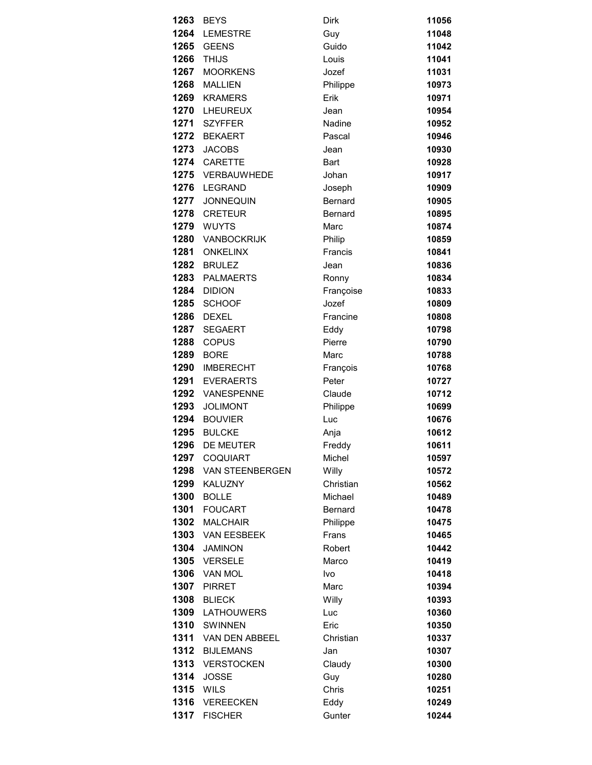| | | | |
|---|---|---|---|
| **1263** | BEYS | Dirk | **11056** |
| **1264** | LEMESTRE | Guy | **11048** |
| **1265** | GEENS | Guido | **11042** |
| **1266** | THIJS | Louis | **11041** |
| **1267** | MOORKENS | Jozef | **11031** |
| **1268** | MALLIEN | Philippe | **10973** |
| **1269** | KRAMERS | Erik | **10971** |
| **1270** | LHEUREUX | Jean | **10954** |
| **1271** | SZYFFER | Nadine | **10952** |
| **1272** | BEKAERT | Pascal | **10946** |
| **1273** | JACOBS | Jean | **10930** |
| **1274** | CARETTE | Bart | **10928** |
| **1275** | VERBAUWHEDE | Johan | **10917** |
| **1276** | LEGRAND | Joseph | **10909** |
| **1277** | JONNEQUIN | Bernard | **10905** |
| **1278** | CRETEUR | Bernard | **10895** |
| **1279** | WUYTS | Marc | **10874** |
| **1280** | VANBOCKRIJK | Philip | **10859** |
| **1281** | ONKELINX | Francis | **10841** |
| **1282** | BRULEZ | Jean | **10836** |
| **1283** | PALMAERTS | Ronny | **10834** |
| **1284** | DIDION | Françoise | **10833** |
| **1285** | SCHOOF | Jozef | **10809** |
| **1286** | DEXEL | Francine | **10808** |
| **1287** | SEGAERT | Eddy | **10798** |
| **1288** | COPUS | Pierre | **10790** |
| **1289** | BORE | Marc | **10788** |
| **1290** | IMBERECHT | François | **10768** |
| **1291** | EVERAERTS | Peter | **10727** |
| **1292** | VANESPENNE | Claude | **10712** |
| **1293** | JOLIMONT | Philippe | **10699** |
| **1294** | BOUVIER | Luc | **10676** |
| **1295** | BULCKE | Anja | **10612** |
| **1296** | DE MEUTER | Freddy | **10611** |
| **1297** | COQUIART | Michel | **10597** |
| **1298** | VAN STEENBERGEN | Willy | **10572** |
| **1299** | KALUZNY | Christian | **10562** |
| **1300** | BOLLE | Michael | **10489** |
| **1301** | FOUCART | Bernard | **10478** |
| **1302** | MALCHAIR | Philippe | **10475** |
| **1303** | VAN EESBEEK | Frans | **10465** |
| **1304** | JAMINON | Robert | **10442** |
| **1305** | VERSELE | Marco | **10419** |
| **1306** | VAN MOL | Ivo | **10418** |
| **1307** | PIRRET | Marc | **10394** |
| **1308** | BLIECK | Willy | **10393** |
| **1309** | LATHOUWERS | Luc | **10360** |
| **1310** | SWINNEN | Eric | **10350** |
| **1311** | VAN DEN ABBEEL | Christian | **10337** |
| **1312** | BIJLEMANS | Jan | **10307** |
| **1313** | VERSTOCKEN | Claudy | **10300** |
| **1314** | JOSSE | Guy | **10280** |
| **1315** | WILS | Chris | **10251** |
| **1316** | VEREECKEN | Eddy | **10249** |
| **1317** | FISCHER | Gunter | **10244** |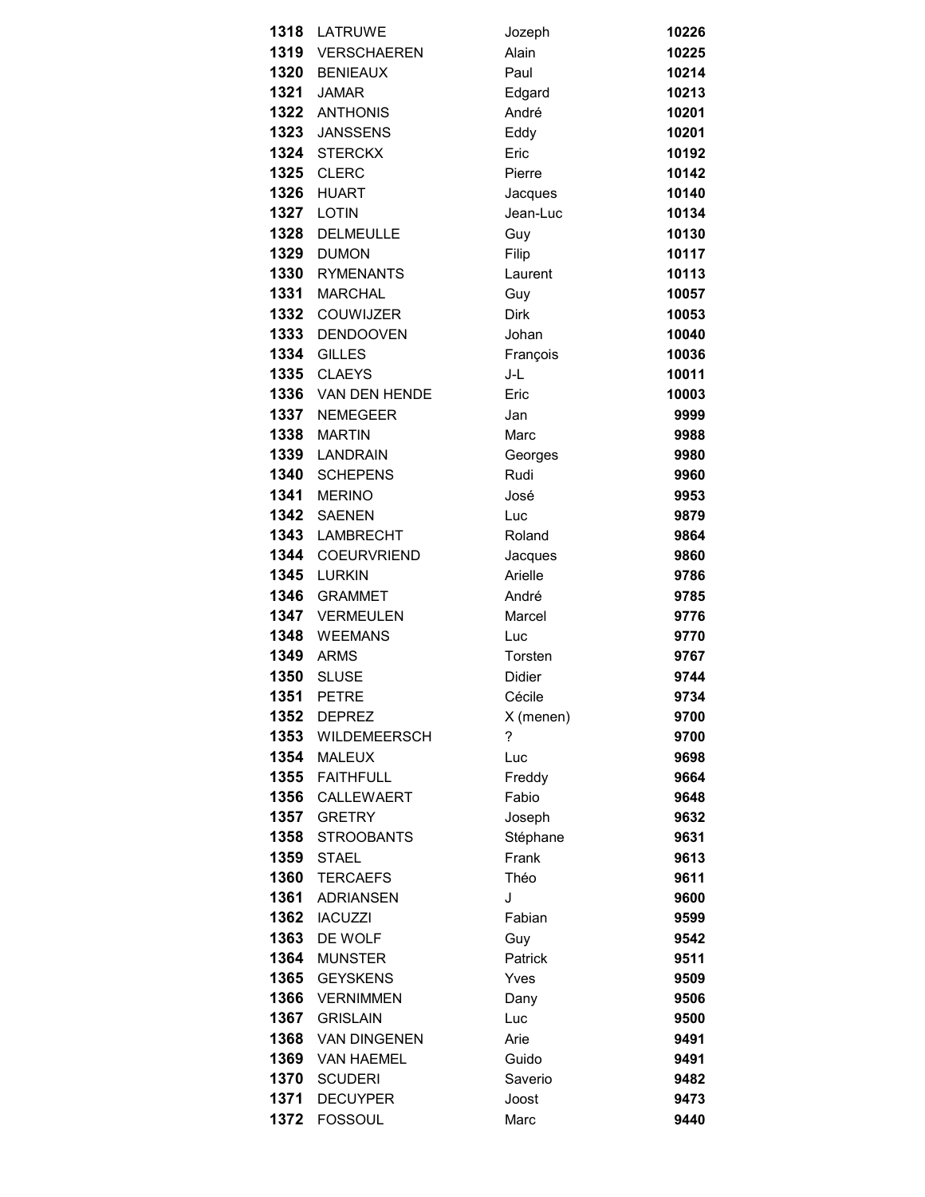| | | | |
|---|---|---|---|
| **1318** | LATRUWE | Jozeph | **10226** |
| **1319** | VERSCHAEREN | Alain | **10225** |
| **1320** | BENIEAUX | Paul | **10214** |
| **1321** | JAMAR | Edgard | **10213** |
| **1322** | ANTHONIS | André | **10201** |
| **1323** | JANSSENS | Eddy | **10201** |
| **1324** | STERCKX | Eric | **10192** |
| **1325** | CLERC | Pierre | **10142** |
| **1326** | HUART | Jacques | **10140** |
| **1327** | LOTIN | Jean-Luc | **10134** |
| **1328** | DELMEULLE | Guy | **10130** |
| **1329** | DUMON | Filip | **10117** |
| **1330** | RYMENANTS | Laurent | **10113** |
| **1331** | MARCHAL | Guy | **10057** |
| **1332** | COUWIJZER | Dirk | **10053** |
| **1333** | DENDOOVEN | Johan | **10040** |
| **1334** | GILLES | François | **10036** |
| **1335** | CLAEYS | J-L | **10011** |
| **1336** | VAN DEN HENDE | Eric | **10003** |
| **1337** | NEMEGEER | Jan | **9999** |
| **1338** | MARTIN | Marc | **9988** |
| **1339** | LANDRAIN | Georges | **9980** |
| **1340** | SCHEPENS | Rudi | **9960** |
| **1341** | MERINO | José | **9953** |
| **1342** | SAENEN | Luc | **9879** |
| **1343** | LAMBRECHT | Roland | **9864** |
| **1344** | COEURVRIEND | Jacques | **9860** |
| **1345** | LURKIN | Arielle | **9786** |
| **1346** | GRAMMET | André | **9785** |
| **1347** | VERMEULEN | Marcel | **9776** |
| **1348** | WEEMANS | Luc | **9770** |
| **1349** | ARMS | Torsten | **9767** |
| **1350** | SLUSE | Didier | **9744** |
| **1351** | PETRE | Cécile | **9734** |
| **1352** | DEPREZ | X (menen) | **9700** |
| **1353** | WILDEMEERSCH | ? | **9700** |
| **1354** | MALEUX | Luc | **9698** |
| **1355** | FAITHFULL | Freddy | **9664** |
| **1356** | CALLEWAERT | Fabio | **9648** |
| **1357** | GRETRY | Joseph | **9632** |
| **1358** | STROOBANTS | Stéphane | **9631** |
| **1359** | STAEL | Frank | **9613** |
| **1360** | TERCAEFS | Théo | **9611** |
| **1361** | ADRIANSEN | J | **9600** |
| **1362** | IACUZZI | Fabian | **9599** |
| **1363** | DE WOLF | Guy | **9542** |
| **1364** | MUNSTER | Patrick | **9511** |
| **1365** | GEYSKENS | Yves | **9509** |
| **1366** | VERNIMMEN | Dany | **9506** |
| **1367** | GRISLAIN | Luc | **9500** |
| **1368** | VAN DINGENEN | Arie | **9491** |
| **1369** | VAN HAEMEL | Guido | **9491** |
| **1370** | SCUDERI | Saverio | **9482** |
| **1371** | DECUYPER | Joost | **9473** |
| **1372** | FOSSOUL | Marc | **9440** |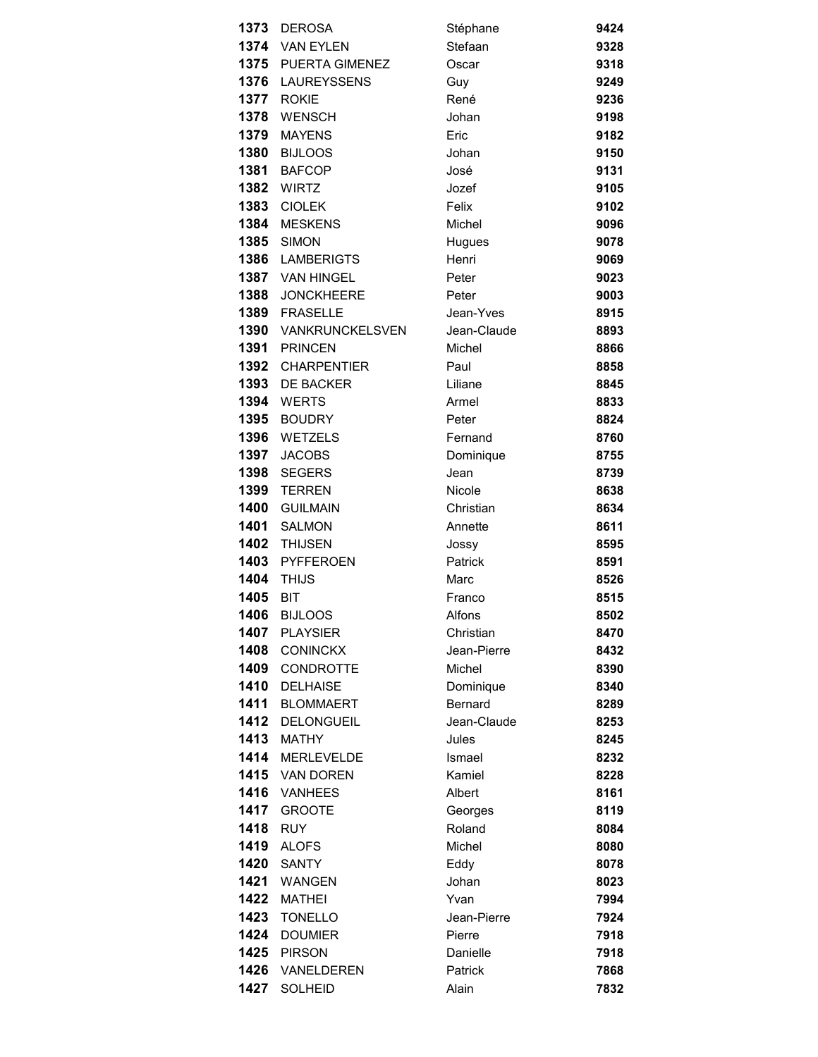| | | | |
|---|---|---|---|
| **1373** | DEROSA | Stéphane | **9424** |
| **1374** | VAN EYLEN | Stefaan | **9328** |
| **1375** | PUERTA GIMENEZ | Oscar | **9318** |
| **1376** | LAUREYSSENS | Guy | **9249** |
| **1377** | ROKIE | René | **9236** |
| **1378** | WENSCH | Johan | **9198** |
| **1379** | MAYENS | Eric | **9182** |
| **1380** | BIJLOOS | Johan | **9150** |
| **1381** | BAFCOP | José | **9131** |
| **1382** | WIRTZ | Jozef | **9105** |
| **1383** | CIOLEK | Felix | **9102** |
| **1384** | MESKENS | Michel | **9096** |
| **1385** | SIMON | Hugues | **9078** |
| **1386** | LAMBERIGTS | Henri | **9069** |
| **1387** | VAN HINGEL | Peter | **9023** |
| **1388** | JONCKHEERE | Peter | **9003** |
| **1389** | FRASELLE | Jean-Yves | **8915** |
| **1390** | VANKRUNCKELSVEN | Jean-Claude | **8893** |
| **1391** | PRINCEN | Michel | **8866** |
| **1392** | CHARPENTIER | Paul | **8858** |
| **1393** | DE BACKER | Liliane | **8845** |
| **1394** | WERTS | Armel | **8833** |
| **1395** | BOUDRY | Peter | **8824** |
| **1396** | WETZELS | Fernand | **8760** |
| **1397** | JACOBS | Dominique | **8755** |
| **1398** | SEGERS | Jean | **8739** |
| **1399** | TERREN | Nicole | **8638** |
| **1400** | GUILMAIN | Christian | **8634** |
| **1401** | SALMON | Annette | **8611** |
| **1402** | THIJSEN | Jossy | **8595** |
| **1403** | PYFFEROEN | Patrick | **8591** |
| **1404** | THIJS | Marc | **8526** |
| **1405** | BIT | Franco | **8515** |
| **1406** | BIJLOOS | Alfons | **8502** |
| **1407** | PLAYSIER | Christian | **8470** |
| **1408** | CONINCKX | Jean-Pierre | **8432** |
| **1409** | CONDROTTE | Michel | **8390** |
| **1410** | DELHAISE | Dominique | **8340** |
| **1411** | BLOMMAERT | Bernard | **8289** |
| **1412** | DELONGUEIL | Jean-Claude | **8253** |
| **1413** | MATHY | Jules | **8245** |
| **1414** | MERLEVELDE | Ismael | **8232** |
| **1415** | VAN DOREN | Kamiel | **8228** |
| **1416** | VANHEES | Albert | **8161** |
| **1417** | GROOTE | Georges | **8119** |
| **1418** | RUY | Roland | **8084** |
| **1419** | ALOFS | Michel | **8080** |
| **1420** | SANTY | Eddy | **8078** |
| **1421** | WANGEN | Johan | **8023** |
| **1422** | MATHEI | Yvan | **7994** |
| **1423** | TONELLO | Jean-Pierre | **7924** |
| **1424** | DOUMIER | Pierre | **7918** |
| **1425** | PIRSON | Danielle | **7918** |
| **1426** | VANELDEREN | Patrick | **7868** |
| **1427** | SOLHEID | Alain | **7832** |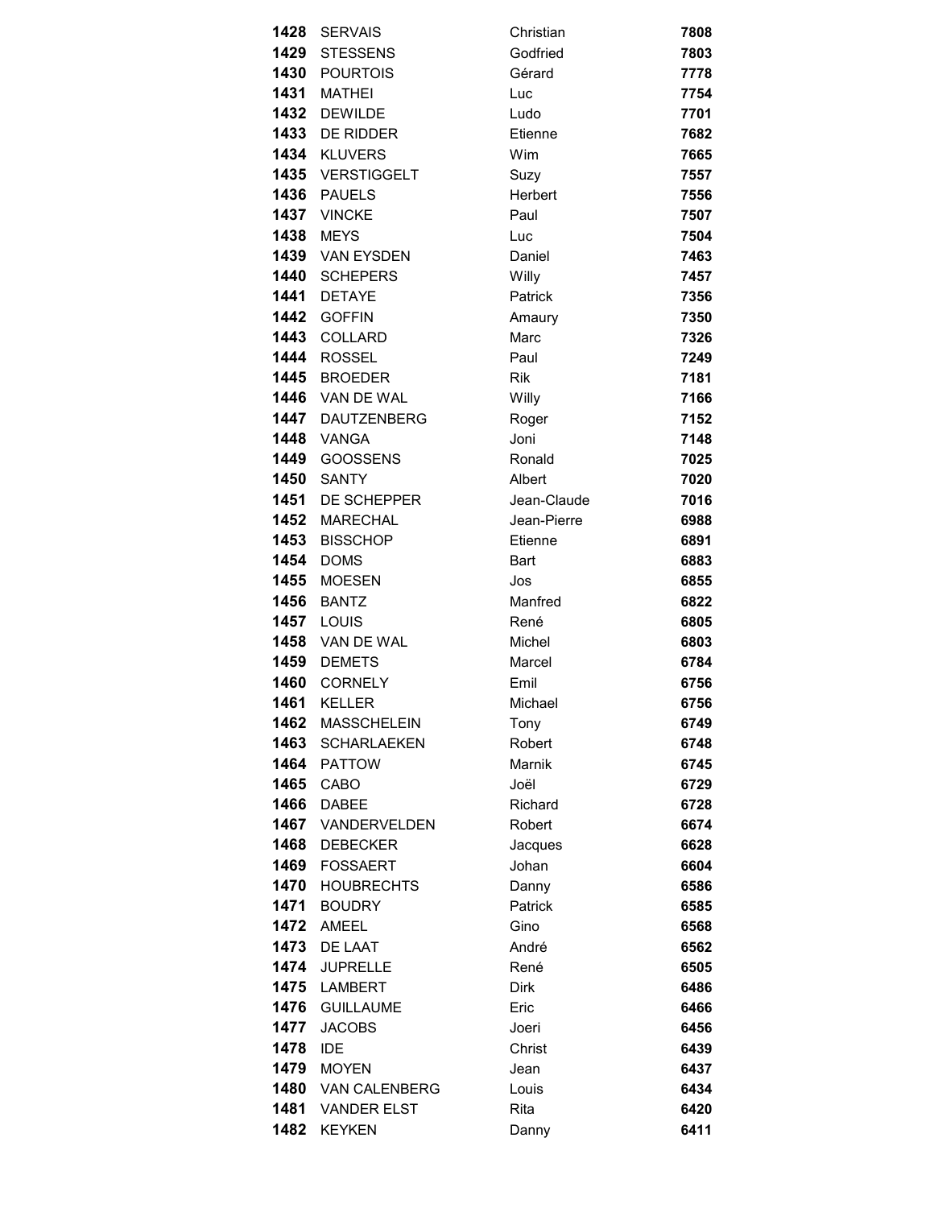| | | | |
|---|---|---|---|
| **1428** | SERVAIS | Christian | **7808** |
| **1429** | STESSENS | Godfried | **7803** |
| **1430** | POURTOIS | Gérard | **7778** |
| **1431** | MATHEI | Luc | **7754** |
| **1432** | DEWILDE | Ludo | **7701** |
| **1433** | DE RIDDER | Etienne | **7682** |
| **1434** | KLUVERS | Wim | **7665** |
| **1435** | VERSTIGGELT | Suzy | **7557** |
| **1436** | PAUELS | Herbert | **7556** |
| **1437** | VINCKE | Paul | **7507** |
| **1438** | MEYS | Luc | **7504** |
| **1439** | VAN EYSDEN | Daniel | **7463** |
| **1440** | SCHEPERS | Willy | **7457** |
| **1441** | DETAYE | Patrick | **7356** |
| **1442** | GOFFIN | Amaury | **7350** |
| **1443** | COLLARD | Marc | **7326** |
| **1444** | ROSSEL | Paul | **7249** |
| **1445** | BROEDER | Rik | **7181** |
| **1446** | VAN DE WAL | Willy | **7166** |
| **1447** | DAUTZENBERG | Roger | **7152** |
| **1448** | VANGA | Joni | **7148** |
| **1449** | GOOSSENS | Ronald | **7025** |
| **1450** | SANTY | Albert | **7020** |
| **1451** | DE SCHEPPER | Jean-Claude | **7016** |
| **1452** | MARECHAL | Jean-Pierre | **6988** |
| **1453** | BISSCHOP | Etienne | **6891** |
| **1454** | DOMS | Bart | **6883** |
| **1455** | MOESEN | Jos | **6855** |
| **1456** | BANTZ | Manfred | **6822** |
| **1457** | LOUIS | René | **6805** |
| **1458** | VAN DE WAL | Michel | **6803** |
| **1459** | DEMETS | Marcel | **6784** |
| **1460** | CORNELY | Emil | **6756** |
| **1461** | KELLER | Michael | **6756** |
| **1462** | MASSCHELEIN | Tony | **6749** |
| **1463** | SCHARLAEKEN | Robert | **6748** |
| **1464** | PATTOW | Marnik | **6745** |
| **1465** | CABO | Joël | **6729** |
| **1466** | DABEE | Richard | **6728** |
| **1467** | VANDERVELDEN | Robert | **6674** |
| **1468** | DEBECKER | Jacques | **6628** |
| **1469** | FOSSAERT | Johan | **6604** |
| **1470** | HOUBRECHTS | Danny | **6586** |
| **1471** | BOUDRY | Patrick | **6585** |
| **1472** | AMEEL | Gino | **6568** |
| **1473** | DE LAAT | André | **6562** |
| **1474** | JUPRELLE | René | **6505** |
| **1475** | LAMBERT | Dirk | **6486** |
| **1476** | GUILLAUME | Eric | **6466** |
| **1477** | JACOBS | Joeri | **6456** |
| **1478** | IDE | Christ | **6439** |
| **1479** | MOYEN | Jean | **6437** |
| **1480** | VAN CALENBERG | Louis | **6434** |
| **1481** | VANDER ELST | Rita | **6420** |
| **1482** | KEYKEN | Danny | **6411** |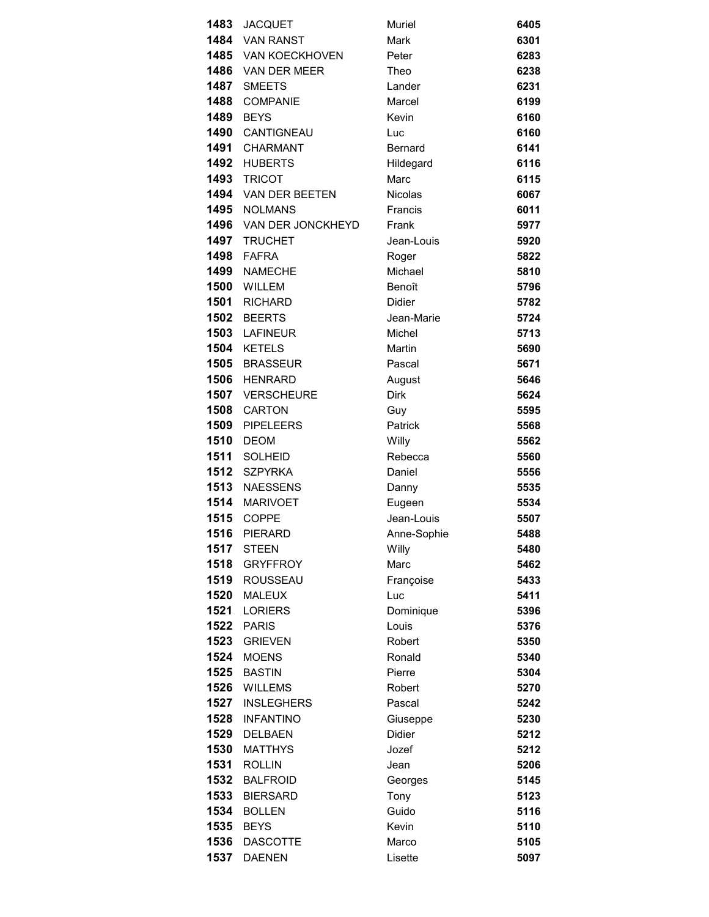| | | | |
|---|---|---|---|
| **1483** | JACQUET | Muriel | **6405** |
| **1484** | VAN RANST | Mark | **6301** |
| **1485** | VAN KOECKHOVEN | Peter | **6283** |
| **1486** | VAN DER MEER | Theo | **6238** |
| **1487** | SMEETS | Lander | **6231** |
| **1488** | COMPANIE | Marcel | **6199** |
| **1489** | BEYS | Kevin | **6160** |
| **1490** | CANTIGNEAU | Luc | **6160** |
| **1491** | CHARMANT | Bernard | **6141** |
| **1492** | HUBERTS | Hildegard | **6116** |
| **1493** | TRICOT | Marc | **6115** |
| **1494** | VAN DER BEETEN | Nicolas | **6067** |
| **1495** | NOLMANS | Francis | **6011** |
| **1496** | VAN DER JONCKHEYD | Frank | **5977** |
| **1497** | TRUCHET | Jean-Louis | **5920** |
| **1498** | FAFRA | Roger | **5822** |
| **1499** | NAMECHE | Michael | **5810** |
| **1500** | WILLEM | Benoît | **5796** |
| **1501** | RICHARD | Didier | **5782** |
| **1502** | BEERTS | Jean-Marie | **5724** |
| **1503** | LAFINEUR | Michel | **5713** |
| **1504** | KETELS | Martin | **5690** |
| **1505** | BRASSEUR | Pascal | **5671** |
| **1506** | HENRARD | August | **5646** |
| **1507** | VERSCHEURE | Dirk | **5624** |
| **1508** | CARTON | Guy | **5595** |
| **1509** | PIPELEERS | Patrick | **5568** |
| **1510** | DEOM | Willy | **5562** |
| **1511** | SOLHEID | Rebecca | **5560** |
| **1512** | SZPYRKA | Daniel | **5556** |
| **1513** | NAESSENS | Danny | **5535** |
| **1514** | MARIVOET | Eugeen | **5534** |
| **1515** | COPPE | Jean-Louis | **5507** |
| **1516** | PIERARD | Anne-Sophie | **5488** |
| **1517** | STEEN | Willy | **5480** |
| **1518** | GRYFFROY | Marc | **5462** |
| **1519** | ROUSSEAU | Françoise | **5433** |
| **1520** | MALEUX | Luc | **5411** |
| **1521** | LORIERS | Dominique | **5396** |
| **1522** | PARIS | Louis | **5376** |
| **1523** | GRIEVEN | Robert | **5350** |
| **1524** | MOENS | Ronald | **5340** |
| **1525** | BASTIN | Pierre | **5304** |
| **1526** | WILLEMS | Robert | **5270** |
| **1527** | INSLEGHERS | Pascal | **5242** |
| **1528** | INFANTINO | Giuseppe | **5230** |
| **1529** | DELBAEN | Didier | **5212** |
| **1530** | MATTHYS | Jozef | **5212** |
| **1531** | ROLLIN | Jean | **5206** |
| **1532** | BALFROID | Georges | **5145** |
| **1533** | BIERSARD | Tony | **5123** |
| **1534** | BOLLEN | Guido | **5116** |
| **1535** | BEYS | Kevin | **5110** |
| **1536** | DASCOTTE | Marco | **5105** |
| **1537** | DAENEN | Lisette | **5097** |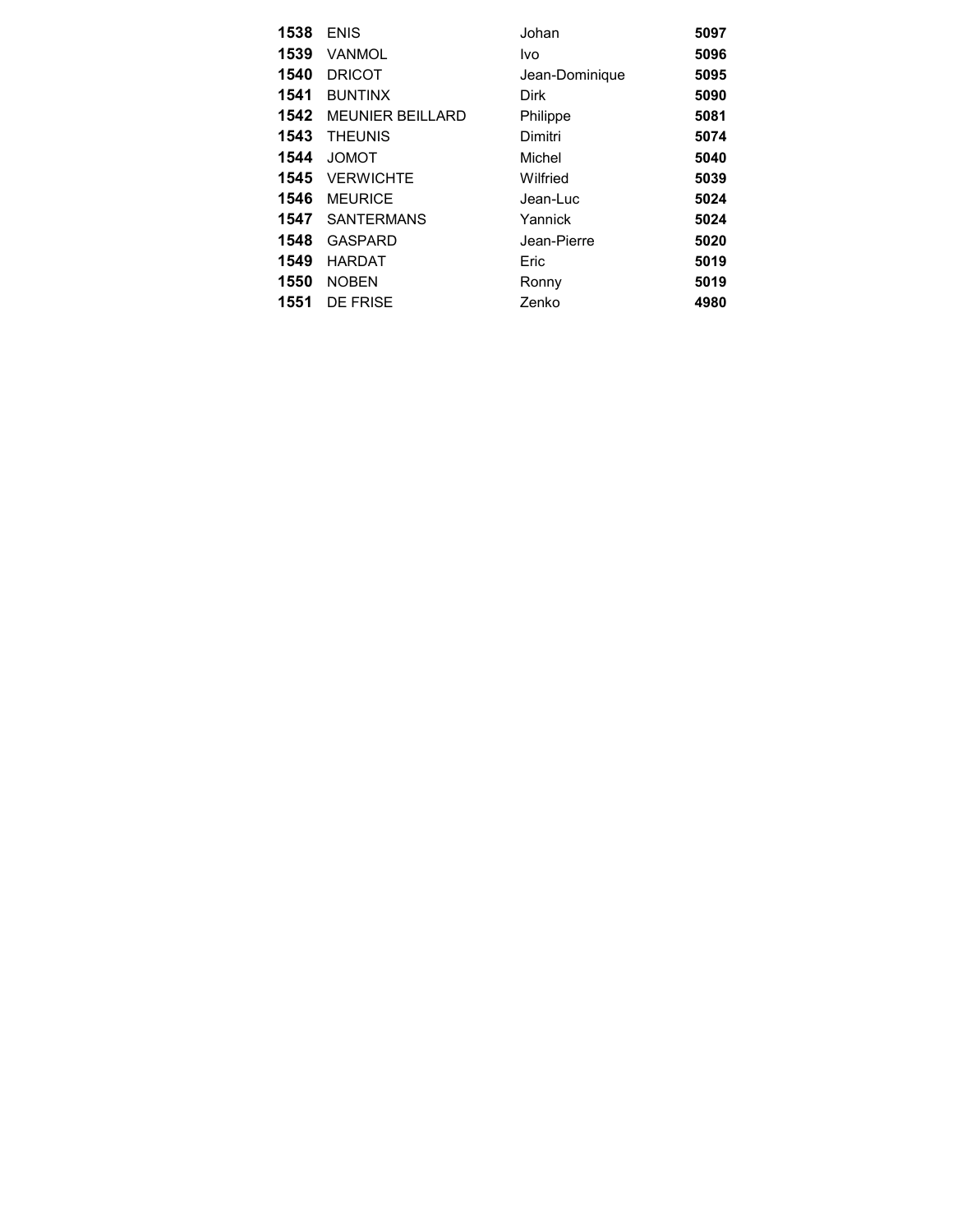| | | | |
|---|---|---|---|
| **1538** | ENIS | Johan | **5097** |
| **1539** | VANMOL | Ivo | **5096** |
| **1540** | DRICOT | Jean-Dominique | **5095** |
| **1541** | BUNTINX | Dirk | **5090** |
| **1542** | MEUNIER BEILLARD | Philippe | **5081** |
| **1543** | THEUNIS | Dimitri | **5074** |
| **1544** | JOMOT | Michel | **5040** |
| **1545** | VERWICHTE | Wilfried | **5039** |
| **1546** | MEURICE | Jean-Luc | **5024** |
| **1547** | SANTERMANS | Yannick | **5024** |
| **1548** | GASPARD | Jean-Pierre | **5020** |
| **1549** | HARDAT | Eric | **5019** |
| **1550** | NOBEN | Ronny | **5019** |
| **1551** | DE FRISE | Zenko | **4980** |